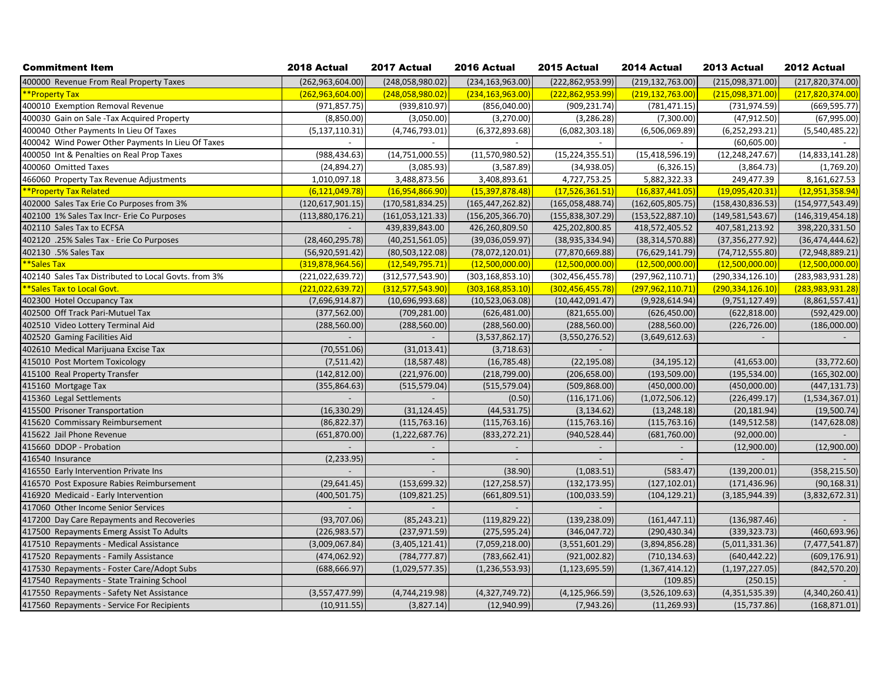| Commitment Item | 2018 Actual | 2017 Actual | 2016 Actual | 2015 Actual | 2014 Actual | 2013 Actual | 2012 Actual |
|---|---|---|---|---|---|---|---|
| 400000 Revenue From Real Property Taxes | (262,963,604.00) | (248,058,980.02) | (234,163,963.00) | (222,862,953.99) | (219,132,763.00) | (215,098,371.00) | (217,820,374.00) |
| **Property Tax | (262,963,604.00) | (248,058,980.02) | (234,163,963.00) | (222,862,953.99) | (219,132,763.00) | (215,098,371.00) | (217,820,374.00) |
| 400010 Exemption Removal Revenue | (971,857.75) | (939,810.97) | (856,040.00) | (909,231.74) | (781,471.15) | (731,974.59) | (669,595.77) |
| 400030 Gain on Sale -Tax Acquired Property | (8,850.00) | (3,050.00) | (3,270.00) | (3,286.28) | (7,300.00) | (47,912.50) | (67,995.00) |
| 400040 Other Payments In Lieu Of Taxes | (5,137,110.31) | (4,746,793.01) | (6,372,893.68) | (6,082,303.18) | (6,506,069.89) | (6,252,293.21) | (5,540,485.22) |
| 400042 Wind Power Other Payments In Lieu Of Taxes | - | - | - | - | - | (60,605.00) | - |
| 400050 Int & Penalties on Real Prop Taxes | (988,434.63) | (14,751,000.55) | (11,570,980.52) | (15,224,355.51) | (15,418,596.19) | (12,248,247.67) | (14,833,141.28) |
| 400060 Omitted Taxes | (24,894.27) | (3,085.93) | (3,587.89) | (34,938.05) | (6,326.15) | (3,864.73) | (1,769.20) |
| 466060 Property Tax Revenue Adjustments | 1,010,097.18 | 3,488,873.56 | 3,408,893.61 | 4,727,753.25 | 5,882,322.33 | 249,477.39 | 8,161,627.53 |
| **Property Tax Related | (6,121,049.78) | (16,954,866.90) | (15,397,878.48) | (17,526,361.51) | (16,837,441.05) | (19,095,420.31) | (12,951,358.94) |
| 402000 Sales Tax Erie Co Purposes from 3% | (120,617,901.15) | (170,581,834.25) | (165,447,262.82) | (165,058,488.74) | (162,605,805.75) | (158,430,836.53) | (154,977,543.49) |
| 402100 1% Sales Tax Incr- Erie Co Purposes | (113,880,176.21) | (161,053,121.33) | (156,205,366.70) | (155,838,307.29) | (153,522,887.10) | (149,581,543.67) | (146,319,454.18) |
| 402110 Sales Tax to ECFSA | - | 439,839,843.00 | 426,260,809.50 | 425,202,800.85 | 418,572,405.52 | 407,581,213.92 | 398,220,331.50 |
| 402120 .25% Sales Tax - Erie Co Purposes | (28,460,295.78) | (40,251,561.05) | (39,036,059.97) | (38,935,334.94) | (38,314,570.88) | (37,356,277.92) | (36,474,444.62) |
| 402130 .5% Sales Tax | (56,920,591.42) | (80,503,122.08) | (78,072,120.01) | (77,870,669.88) | (76,629,141.79) | (74,712,555.80) | (72,948,889.21) |
| **Sales Tax | (319,878,964.56) | (12,549,795.71) | (12,500,000.00) | (12,500,000.00) | (12,500,000.00) | (12,500,000.00) | (12,500,000.00) |
| 402140 Sales Tax Distributed to Local Govts. from 3% | (221,022,639.72) | (312,577,543.90) | (303,168,853.10) | (302,456,455.78) | (297,962,110.71) | (290,334,126.10) | (283,983,931.28) |
| **Sales Tax to Local Govt. | (221,022,639.72) | (312,577,543.90) | (303,168,853.10) | (302,456,455.78) | (297,962,110.71) | (290,334,126.10) | (283,983,931.28) |
| 402300 Hotel Occupancy Tax | (7,696,914.87) | (10,696,993.68) | (10,523,063.08) | (10,442,091.47) | (9,928,614.94) | (9,751,127.49) | (8,861,557.41) |
| 402500 Off Track Pari-Mutuel Tax | (377,562.00) | (709,281.00) | (626,481.00) | (821,655.00) | (626,450.00) | (622,818.00) | (592,429.00) |
| 402510 Video Lottery Terminal Aid | (288,560.00) | (288,560.00) | (288,560.00) | (288,560.00) | (288,560.00) | (226,726.00) | (186,000.00) |
| 402520 Gaming Facilities Aid | - | - | (3,537,862.17) | (3,550,276.52) | (3,649,612.63) | - | - |
| 402610 Medical Marijuana Excise Tax | (70,551.06) | (31,013.41) | (3,718.63) | - | | | |
| 415010 Post Mortem Toxicology | (7,511.42) | (18,587.48) | (16,785.48) | (22,195.08) | (34,195.12) | (41,653.00) | (33,772.60) |
| 415100 Real Property Transfer | (142,812.00) | (221,976.00) | (218,799.00) | (206,658.00) | (193,509.00) | (195,534.00) | (165,302.00) |
| 415160 Mortgage Tax | (355,864.63) | (515,579.04) | (515,579.04) | (509,868.00) | (450,000.00) | (450,000.00) | (447,131.73) |
| 415360 Legal Settlements | - | - | - | (116,171.06) | (1,072,506.12) | (226,499.17) | (1,534,367.01) |
| 415500 Prisoner Transportation | (16,330.29) | (31,124.45) | (44,531.75) | (3,134.62) | (13,248.18) | (20,181.94) | (19,500.74) |
| 415620 Commissary Reimbursement | (86,822.37) | (115,763.16) | (115,763.16) | (115,763.16) | (115,763.16) | (149,512.58) | (147,628.08) |
| 415622 Jail Phone Revenue | (651,870.00) | (1,222,687.76) | (833,272.21) | (940,528.44) | (681,760.00) | (92,000.00) | - |
| 415660 DDOP - Probation | - | - | - | - | - | (12,900.00) | (12,900.00) |
| 416540 Insurance | (2,233.95) | - | - | - | - | - | - |
| 416550 Early Intervention Private Ins | - | - | (38.90) | (1,083.51) | (583.47) | (139,200.01) | (358,215.50) |
| 416570 Post Exposure Rabies Reimbursement | (29,641.45) | (153,699.32) | (127,258.57) | (132,173.95) | (127,102.01) | (171,436.96) | (90,168.31) |
| 416920 Medicaid - Early Intervention | (400,501.75) | (109,821.25) | (661,809.51) | (100,033.59) | (104,129.21) | (3,185,944.39) | (3,832,672.31) |
| 417060 Other Income Senior Services | - | - | - | - | | | |
| 417200 Day Care Repayments and Recoveries | (93,707.06) | (85,243.21) | (119,829.22) | (139,238.09) | (161,447.11) | (136,987.46) | - |
| 417500 Repayments Emerg Assist To Adults | (226,983.57) | (237,971.59) | (275,595.24) | (346,047.72) | (290,430.34) | (339,323.73) | (460,693.96) |
| 417510 Repayments - Medical Assistance | (3,009,067.84) | (3,405,121.41) | (7,059,218.00) | (3,551,601.29) | (3,894,856.28) | (5,011,331.36) | (7,477,541.87) |
| 417520 Repayments - Family Assistance | (474,062.92) | (784,777.87) | (783,662.41) | (921,002.82) | (710,134.63) | (640,442.22) | (609,176.91) |
| 417530 Repayments - Foster Care/Adopt Subs | (688,666.97) | (1,029,577.35) | (1,236,553.93) | (1,123,695.59) | (1,367,414.12) | (1,197,227.05) | (842,570.20) |
| 417540 Repayments - State Training School | | | | | (109.85) | (250.15) | - |
| 417550 Repayments - Safety Net Assistance | (3,557,477.99) | (4,744,219.98) | (4,327,749.72) | (4,125,966.59) | (3,526,109.63) | (4,351,535.39) | (4,340,260.41) |
| 417560 Repayments - Service For Recipients | (10,911.55) | (3,827.14) | (12,940.99) | (7,943.26) | (11,269.93) | (15,737.86) | (168,871.01) |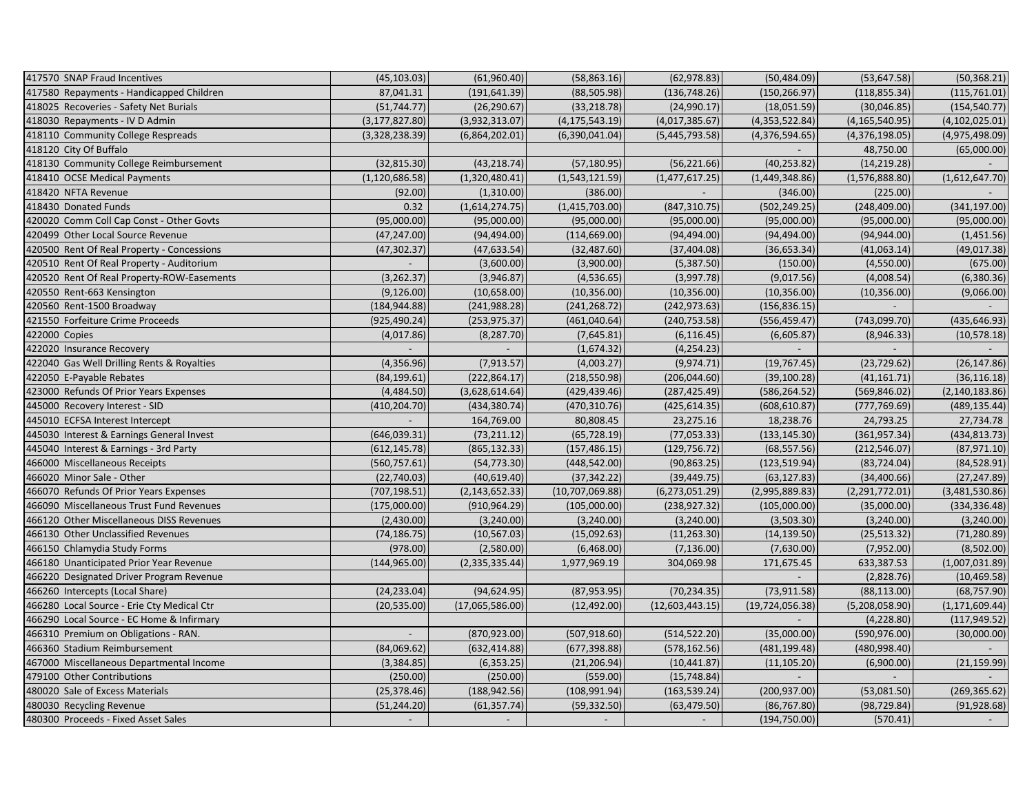| | | | | | | | |
|---|---|---|---|---|---|---|---|
| 417570 SNAP Fraud Incentives | (45,103.03) | (61,960.40) | (58,863.16) | (62,978.83) | (50,484.09) | (53,647.58) | (50,368.21) |
| 417580 Repayments - Handicapped Children | 87,041.31 | (191,641.39) | (88,505.98) | (136,748.26) | (150,266.97) | (118,855.34) | (115,761.01) |
| 418025 Recoveries - Safety Net Burials | (51,744.77) | (26,290.67) | (33,218.78) | (24,990.17) | (18,051.59) | (30,046.85) | (154,540.77) |
| 418030 Repayments - IV D Admin | (3,177,827.80) | (3,932,313.07) | (4,175,543.19) | (4,017,385.67) | (4,353,522.84) | (4,165,540.95) | (4,102,025.01) |
| 418110 Community College Respreads | (3,328,238.39) | (6,864,202.01) | (6,390,041.04) | (5,445,793.58) | (4,376,594.65) | (4,376,198.05) | (4,975,498.09) |
| 418120 City Of Buffalo | | | | | - | 48,750.00 | (65,000.00) |
| 418130 Community College Reimbursement | (32,815.30) | (43,218.74) | (57,180.95) | (56,221.66) | (40,253.82) | (14,219.28) | - |
| 418410 OCSE Medical Payments | (1,120,686.58) | (1,320,480.41) | (1,543,121.59) | (1,477,617.25) | (1,449,348.86) | (1,576,888.80) | (1,612,647.70) |
| 418420 NFTA Revenue | (92.00) | (1,310.00) | (386.00) | - | (346.00) | (225.00) | - |
| 418430 Donated Funds | 0.32 | (1,614,274.75) | (1,415,703.00) | (847,310.75) | (502,249.25) | (248,409.00) | (341,197.00) |
| 420020 Comm Coll Cap Const - Other Govts | (95,000.00) | (95,000.00) | (95,000.00) | (95,000.00) | (95,000.00) | (95,000.00) | (95,000.00) |
| 420499 Other Local Source Revenue | (47,247.00) | (94,494.00) | (114,669.00) | (94,494.00) | (94,494.00) | (94,944.00) | (1,451.56) |
| 420500 Rent Of Real Property - Concessions | (47,302.37) | (47,633.54) | (32,487.60) | (37,404.08) | (36,653.34) | (41,063.14) | (49,017.38) |
| 420510 Rent Of Real Property - Auditorium | - | (3,600.00) | (3,900.00) | (5,387.50) | (150.00) | (4,550.00) | (675.00) |
| 420520 Rent Of Real Property-ROW-Easements | (3,262.37) | (3,946.87) | (4,536.65) | (3,997.78) | (9,017.56) | (4,008.54) | (6,380.36) |
| 420550 Rent-663 Kensington | (9,126.00) | (10,658.00) | (10,356.00) | (10,356.00) | (10,356.00) | (10,356.00) | (9,066.00) |
| 420560 Rent-1500 Broadway | (184,944.88) | (241,988.28) | (241,268.72) | (242,973.63) | (156,836.15) | - | - |
| 421550 Forfeiture Crime Proceeds | (925,490.24) | (253,975.37) | (461,040.64) | (240,753.58) | (556,459.47) | (743,099.70) | (435,646.93) |
| 422000 Copies | (4,017.86) | (8,287.70) | (7,645.81) | (6,116.45) | (6,605.87) | (8,946.33) | (10,578.18) |
| 422020 Insurance Recovery | - | - | (1,674.32) | (4,254.23) | - | - | - |
| 422040 Gas Well Drilling Rents & Royalties | (4,356.96) | (7,913.57) | (4,003.27) | (9,974.71) | (19,767.45) | (23,729.62) | (26,147.86) |
| 422050 E-Payable Rebates | (84,199.61) | (222,864.17) | (218,550.98) | (206,044.60) | (39,100.28) | (41,161.71) | (36,116.18) |
| 423000 Refunds Of Prior Years Expenses | (4,484.50) | (3,628,614.64) | (429,439.46) | (287,425.49) | (586,264.52) | (569,846.02) | (2,140,183.86) |
| 445000 Recovery Interest - SID | (410,204.70) | (434,380.74) | (470,310.76) | (425,614.35) | (608,610.87) | (777,769.69) | (489,135.44) |
| 445010 ECFSA Interest Intercept | - | 164,769.00 | 80,808.45 | 23,275.16 | 18,238.76 | 24,793.25 | 27,734.78 |
| 445030 Interest & Earnings General Invest | (646,039.31) | (73,211.12) | (65,728.19) | (77,053.33) | (133,145.30) | (361,957.34) | (434,813.73) |
| 445040 Interest & Earnings - 3rd Party | (612,145.78) | (865,132.33) | (157,486.15) | (129,756.72) | (68,557.56) | (212,546.07) | (87,971.10) |
| 466000 Miscellaneous Receipts | (560,757.61) | (54,773.30) | (448,542.00) | (90,863.25) | (123,519.94) | (83,724.04) | (84,528.91) |
| 466020 Minor Sale - Other | (22,740.03) | (40,619.40) | (37,342.22) | (39,449.75) | (63,127.83) | (34,400.66) | (27,247.89) |
| 466070 Refunds Of Prior Years Expenses | (707,198.51) | (2,143,652.33) | (10,707,069.88) | (6,273,051.29) | (2,995,889.83) | (2,291,772.01) | (3,481,530.86) |
| 466090 Miscellaneous Trust Fund Revenues | (175,000.00) | (910,964.29) | (105,000.00) | (238,927.32) | (105,000.00) | (35,000.00) | (334,336.48) |
| 466120 Other Miscellaneous DISS Revenues | (2,430.00) | (3,240.00) | (3,240.00) | (3,240.00) | (3,503.30) | (3,240.00) | (3,240.00) |
| 466130 Other Unclassified Revenues | (74,186.75) | (10,567.03) | (15,092.63) | (11,263.30) | (14,139.50) | (25,513.32) | (71,280.89) |
| 466150 Chlamydia Study Forms | (978.00) | (2,580.00) | (6,468.00) | (7,136.00) | (7,630.00) | (7,952.00) | (8,502.00) |
| 466180 Unanticipated Prior Year Revenue | (144,965.00) | (2,335,335.44) | 1,977,969.19 | 304,069.98 | 171,675.45 | 633,387.53 | (1,007,031.89) |
| 466220 Designated Driver Program Revenue | | | | | - | (2,828.76) | (10,469.58) |
| 466260 Intercepts (Local Share) | (24,233.04) | (94,624.95) | (87,953.95) | (70,234.35) | (73,911.58) | (88,113.00) | (68,757.90) |
| 466280 Local Source - Erie Cty Medical Ctr | (20,535.00) | (17,065,586.00) | (12,492.00) | (12,603,443.15) | (19,724,056.38) | (5,208,058.90) | (1,171,609.44) |
| 466290 Local Source - EC Home & Infirmary | | | | | - | (4,228.80) | (117,959.52) |
| 466310 Premium on Obligations - RAN. | - | (870,923.00) | (507,918.60) | (514,522.20) | (35,000.00) | (590,976.00) | (30,000.00) |
| 466360 Stadium Reimbursement | (84,069.62) | (632,414.88) | (677,398.88) | (578,162.56) | (481,199.48) | (480,998.40) | - |
| 467000 Miscellaneous Departmental Income | (3,384.85) | (6,353.25) | (21,206.94) | (10,441.87) | (11,105.20) | (6,900.00) | (21,159.99) |
| 479100 Other Contributions | (250.00) | (250.00) | (559.00) | (15,748.84) | - | - | - |
| 480020 Sale of Excess Materials | (25,378.46) | (188,942.56) | (108,991.94) | (163,539.24) | (200,937.00) | (53,081.50) | (269,365.62) |
| 480030 Recycling Revenue | (51,244.20) | (61,357.74) | (59,332.50) | (63,479.50) | (86,767.80) | (98,729.84) | (91,928.68) |
| 480300 Proceeds - Fixed Asset Sales | - | - | - | - | (194,750.00) | (570.41) | - |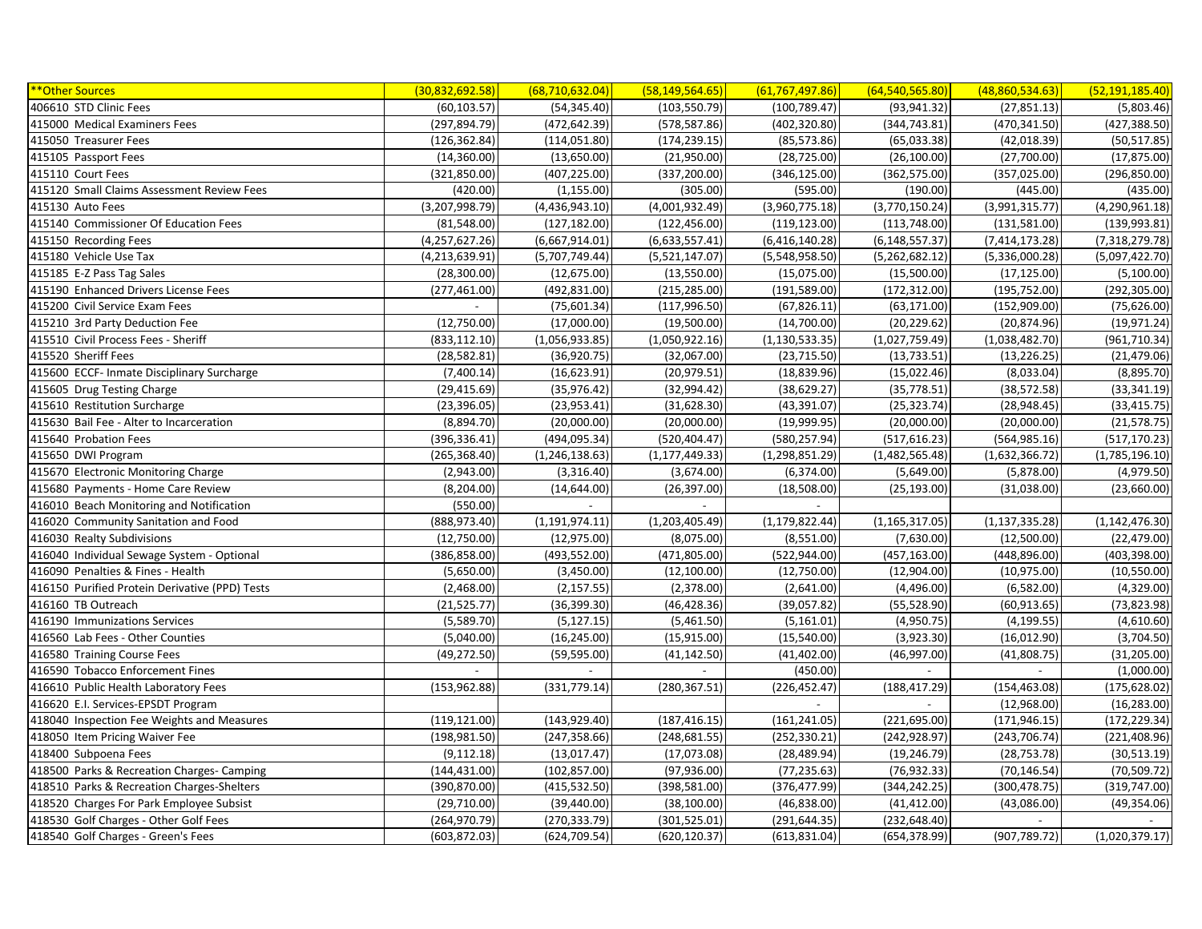| **Other Sources | (30,832,692.58) | (68,710,632.04) | (58,149,564.65) | (61,767,497.86) | (64,540,565.80) | (48,860,534.63) | (52,191,185.40) |
|---|---|---|---|---|---|---|---|
| 406610 STD Clinic Fees | (60,103.57) | (54,345.40) | (103,550.79) | (100,789.47) | (93,941.32) | (27,851.13) | (5,803.46) |
| 415000 Medical Examiners Fees | (297,894.79) | (472,642.39) | (578,587.86) | (402,320.80) | (344,743.81) | (470,341.50) | (427,388.50) |
| 415050 Treasurer Fees | (126,362.84) | (114,051.80) | (174,239.15) | (85,573.86) | (65,033.38) | (42,018.39) | (50,517.85) |
| 415105 Passport Fees | (14,360.00) | (13,650.00) | (21,950.00) | (28,725.00) | (26,100.00) | (27,700.00) | (17,875.00) |
| 415110 Court Fees | (321,850.00) | (407,225.00) | (337,200.00) | (346,125.00) | (362,575.00) | (357,025.00) | (296,850.00) |
| 415120 Small Claims Assessment Review Fees | (420.00) | (1,155.00) | (305.00) | (595.00) | (190.00) | (445.00) | (435.00) |
| 415130 Auto Fees | (3,207,998.79) | (4,436,943.10) | (4,001,932.49) | (3,960,775.18) | (3,770,150.24) | (3,991,315.77) | (4,290,961.18) |
| 415140 Commissioner Of Education Fees | (81,548.00) | (127,182.00) | (122,456.00) | (119,123.00) | (113,748.00) | (131,581.00) | (139,993.81) |
| 415150 Recording Fees | (4,257,627.26) | (6,667,914.01) | (6,633,557.41) | (6,416,140.28) | (6,148,557.37) | (7,414,173.28) | (7,318,279.78) |
| 415180 Vehicle Use Tax | (4,213,639.91) | (5,707,749.44) | (5,521,147.07) | (5,548,958.50) | (5,262,682.12) | (5,336,000.28) | (5,097,422.70) |
| 415185 E-Z Pass Tag Sales | (28,300.00) | (12,675.00) | (13,550.00) | (15,075.00) | (15,500.00) | (17,125.00) | (5,100.00) |
| 415190 Enhanced Drivers License Fees | (277,461.00) | (492,831.00) | (215,285.00) | (191,589.00) | (172,312.00) | (195,752.00) | (292,305.00) |
| 415200 Civil Service Exam Fees | - | (75,601.34) | (117,996.50) | (67,826.11) | (63,171.00) | (152,909.00) | (75,626.00) |
| 415210 3rd Party Deduction Fee | (12,750.00) | (17,000.00) | (19,500.00) | (14,700.00) | (20,229.62) | (20,874.96) | (19,971.24) |
| 415510 Civil Process Fees - Sheriff | (833,112.10) | (1,056,933.85) | (1,050,922.16) | (1,130,533.35) | (1,027,759.49) | (1,038,482.70) | (961,710.34) |
| 415520 Sheriff Fees | (28,582.81) | (36,920.75) | (32,067.00) | (23,715.50) | (13,733.51) | (13,226.25) | (21,479.06) |
| 415600 ECCF- Inmate Disciplinary Surcharge | (7,400.14) | (16,623.91) | (20,979.51) | (18,839.96) | (15,022.46) | (8,033.04) | (8,895.70) |
| 415605 Drug Testing Charge | (29,415.69) | (35,976.42) | (32,994.42) | (38,629.27) | (35,778.51) | (38,572.58) | (33,341.19) |
| 415610 Restitution Surcharge | (23,396.05) | (23,953.41) | (31,628.30) | (43,391.07) | (25,323.74) | (28,948.45) | (33,415.75) |
| 415630 Bail Fee - Alter to Incarceration | (8,894.70) | (20,000.00) | (20,000.00) | (19,999.95) | (20,000.00) | (20,000.00) | (21,578.75) |
| 415640 Probation Fees | (396,336.41) | (494,095.34) | (520,404.47) | (580,257.94) | (517,616.23) | (564,985.16) | (517,170.23) |
| 415650 DWI Program | (265,368.40) | (1,246,138.63) | (1,177,449.33) | (1,298,851.29) | (1,482,565.48) | (1,632,366.72) | (1,785,196.10) |
| 415670 Electronic Monitoring Charge | (2,943.00) | (3,316.40) | (3,674.00) | (6,374.00) | (5,649.00) | (5,878.00) | (4,979.50) |
| 415680 Payments - Home Care Review | (8,204.00) | (14,644.00) | (26,397.00) | (18,508.00) | (25,193.00) | (31,038.00) | (23,660.00) |
| 416010 Beach Monitoring and Notification | (550.00) | - | - | - | | | |
| 416020 Community Sanitation and Food | (888,973.40) | (1,191,974.11) | (1,203,405.49) | (1,179,822.44) | (1,165,317.05) | (1,137,335.28) | (1,142,476.30) |
| 416030 Realty Subdivisions | (12,750.00) | (12,975.00) | (8,075.00) | (8,551.00) | (7,630.00) | (12,500.00) | (22,479.00) |
| 416040 Individual Sewage System - Optional | (386,858.00) | (493,552.00) | (471,805.00) | (522,944.00) | (457,163.00) | (448,896.00) | (403,398.00) |
| 416090 Penalties & Fines - Health | (5,650.00) | (3,450.00) | (12,100.00) | (12,750.00) | (12,904.00) | (10,975.00) | (10,550.00) |
| 416150 Purified Protein Derivative (PPD) Tests | (2,468.00) | (2,157.55) | (2,378.00) | (2,641.00) | (4,496.00) | (6,582.00) | (4,329.00) |
| 416160 TB Outreach | (21,525.77) | (36,399.30) | (46,428.36) | (39,057.82) | (55,528.90) | (60,913.65) | (73,823.98) |
| 416190 Immunizations Services | (5,589.70) | (5,127.15) | (5,461.50) | (5,161.01) | (4,950.75) | (4,199.55) | (4,610.60) |
| 416560 Lab Fees - Other Counties | (5,040.00) | (16,245.00) | (15,915.00) | (15,540.00) | (3,923.30) | (16,012.90) | (3,704.50) |
| 416580 Training Course Fees | (49,272.50) | (59,595.00) | (41,142.50) | (41,402.00) | (46,997.00) | (41,808.75) | (31,205.00) |
| 416590 Tobacco Enforcement Fines | - | - | - | (450.00) | - | - | (1,000.00) |
| 416610 Public Health Laboratory Fees | (153,962.88) | (331,779.14) | (280,367.51) | (226,452.47) | (188,417.29) | (154,463.08) | (175,628.02) |
| 416620 E.I. Services-EPSDT Program | | | | - | - | (12,968.00) | (16,283.00) |
| 418040 Inspection Fee Weights and Measures | (119,121.00) | (143,929.40) | (187,416.15) | (161,241.05) | (221,695.00) | (171,946.15) | (172,229.34) |
| 418050 Item Pricing Waiver Fee | (198,981.50) | (247,358.66) | (248,681.55) | (252,330.21) | (242,928.97) | (243,706.74) | (221,408.96) |
| 418400 Subpoena Fees | (9,112.18) | (13,017.47) | (17,073.08) | (28,489.94) | (19,246.79) | (28,753.78) | (30,513.19) |
| 418500 Parks & Recreation Charges- Camping | (144,431.00) | (102,857.00) | (97,936.00) | (77,235.63) | (76,932.33) | (70,146.54) | (70,509.72) |
| 418510 Parks & Recreation Charges-Shelters | (390,870.00) | (415,532.50) | (398,581.00) | (376,477.99) | (344,242.25) | (300,478.75) | (319,747.00) |
| 418520 Charges For Park Employee Subsist | (29,710.00) | (39,440.00) | (38,100.00) | (46,838.00) | (41,412.00) | (43,086.00) | (49,354.06) |
| 418530 Golf Charges - Other Golf Fees | (264,970.79) | (270,333.79) | (301,525.01) | (291,644.35) | (232,648.40) | - | - |
| 418540 Golf Charges - Green's Fees | (603,872.03) | (624,709.54) | (620,120.37) | (613,831.04) | (654,378.99) | (907,789.72) | (1,020,379.17) |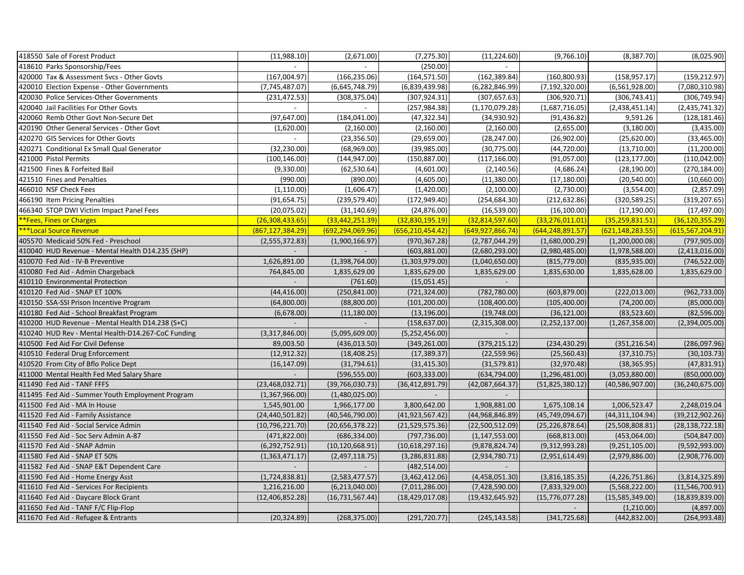| | | | | | | | |
|---|---|---|---|---|---|---|---|
| 418550 Sale of Forest Product | (11,988.10) | (2,671.00) | (7,275.30) | (11,224.60) | (9,766.10) | (8,387.70) | (8,025.90) |
| 418610 Parks Sponsorship/Fees | - | - | (250.00) | - | | | |
| 420000 Tax & Assessment Svcs - Other Govts | (167,004.97) | (166,235.06) | (164,571.50) | (162,389.84) | (160,800.93) | (158,957.17) | (159,212.97) |
| 420010 Election Expense - Other Governments | (7,745,487.07) | (6,645,748.79) | (6,839,439.98) | (6,282,846.99) | (7,192,320.00) | (6,561,928.00) | (7,080,310.98) |
| 420030 Police Services-Other Governments | (231,472.53) | (308,375.04) | (307,924.31) | (307,657.63) | (306,920.71) | (306,743.41) | (306,749.94) |
| 420040 Jail Facilities For Other Govts | - | - | (257,984.38) | (1,170,079.28) | (1,687,716.05) | (2,438,451.14) | (2,435,741.32) |
| 420060 Remb Other Govt Non-Secure Det | (97,647.00) | (184,041.00) | (47,322.34) | (34,930.92) | (91,436.82) | 9,591.26 | (128,181.46) |
| 420190 Other General Services - Other Govt | (1,620.00) | (2,160.00) | (2,160.00) | (2,160.00) | (2,655.00) | (3,180.00) | (3,435.00) |
| 420270 GIS Services for Other Govts | - | (23,356.50) | (29,659.00) | (28,247.00) | (26,902.00) | (25,620.00) | (33,465.00) |
| 420271 Conditional Ex Small Qual Generator | (32,230.00) | (68,969.00) | (39,985.00) | (30,775.00) | (44,720.00) | (13,710.00) | (11,200.00) |
| 421000 Pistol Permits | (100,146.00) | (144,947.00) | (150,887.00) | (117,166.00) | (91,057.00) | (123,177.00) | (110,042.00) |
| 421500 Fines & Forfeited Bail | (9,330.00) | (62,530.64) | (4,601.00) | (2,140.56) | (4,686.24) | (28,190.00) | (270,184.00) |
| 421510 Fines and Penalties | (990.00) | (890.00) | (4,605.00) | (11,380.00) | (17,180.00) | (20,540.00) | (10,660.00) |
| 466010 NSF Check Fees | (1,110.00) | (1,606.47) | (1,420.00) | (2,100.00) | (2,730.00) | (3,554.00) | (2,857.09) |
| 466190 Item Pricing Penalties | (91,654.75) | (239,579.40) | (172,949.40) | (254,684.30) | (212,632.86) | (320,589.25) | (319,207.65) |
| 466340 STOP DWI Victim Impact Panel Fees | (20,075.02) | (31,140.69) | (24,876.00) | (16,539.00) | (16,100.00) | (17,190.00) | (17,497.00) |
| **Fees, Fines or Charges | (26,308,433.65) | (33,442,251.39) | (32,830,195.19) | (32,814,597.60) | (33,276,011.01) | (35,259,831.51) | (36,120,355.29) |
| ***Local Source Revenue | (867,127,384.29) | (692,294,069.96) | (656,210,454.42) | (649,927,866.74) | (644,248,891.57) | (621,148,283.55) | (615,567,204.91) |
| 405570 Medicaid 50% Fed - Preschool | (2,555,372.83) | (1,900,166.97) | (970,367.28) | (2,787,044.29) | (1,680,000.29) | (1,200,000.08) | (797,905.00) |
| 410040 HUD Revenue - Mental Health D14.235 (SHP) | - | - | (603,881.00) | (2,680,293.00) | (2,980,485.00) | (1,978,588.00) | (2,413,016.00) |
| 410070 Fed Aid - IV-B Preventive | 1,626,891.00 | (1,398,764.00) | (1,303,979.00) | (1,040,650.00) | (815,779.00) | (835,935.00) | (746,522.00) |
| 410080 Fed Aid - Admin Chargeback | 764,845.00 | 1,835,629.00 | 1,835,629.00 | 1,835,629.00 | 1,835,630.00 | 1,835,628.00 | 1,835,629.00 |
| 410110 Environmental Protection | - | (761.60) | (15,051.45) | - | | | |
| 410120 Fed Aid - SNAP ET 100% | (44,416.00) | (250,841.00) | (721,324.00) | (782,780.00) | (603,879.00) | (222,013.00) | (962,733.00) |
| 410150 SSA-SSI Prison Incentive Program | (64,800.00) | (88,800.00) | (101,200.00) | (108,400.00) | (105,400.00) | (74,200.00) | (85,000.00) |
| 410180 Fed Aid - School Breakfast Program | (6,678.00) | (11,180.00) | (13,196.00) | (19,748.00) | (36,121.00) | (83,523.60) | (82,596.00) |
| 410200 HUD Revenue - Mental Health D14.238 (S+C) | - | - | (158,637.00) | (2,315,308.00) | (2,252,137.00) | (1,267,358.00) | (2,394,005.00) |
| 410240 HUD Rev - Mental Health-D14.267-CoC Funding | (3,317,846.00) | (5,095,609.00) | (5,252,456.00) | - | | | |
| 410500 Fed Aid For Civil Defense | 89,003.50 | (436,013.50) | (349,261.00) | (379,215.12) | (234,430.29) | (351,216.54) | (286,097.96) |
| 410510 Federal Drug Enforcement | (12,912.32) | (18,408.25) | (17,389.37) | (22,559.96) | (25,560.43) | (37,310.75) | (30,103.73) |
| 410520 From City of Bflo Police Dept | (16,147.09) | (31,794.61) | (31,415.30) | (31,579.81) | (32,970.48) | (38,365.95) | (47,831.91) |
| 411000 Mental Health Fed Med Salary Share | - | (596,555.00) | (603,333.00) | (634,794.00) | (1,296,481.00) | (3,053,880.00) | (850,000.00) |
| 411490 Fed Aid - TANF FFFS | (23,468,032.71) | (39,766,030.73) | (36,412,891.79) | (42,087,664.37) | (51,825,380.12) | (40,586,907.00) | (36,240,675.00) |
| 411495 Fed Aid - Summer Youth Employment Program | (1,367,966.00) | (1,480,025.00) | - | - | | | |
| 411500 Fed Aid - MA In House | 1,545,901.00 | 1,966,177.00 | 3,800,642.00 | 1,908,881.00 | 1,675,108.14 | 1,006,523.47 | 2,248,019.04 |
| 411520 Fed Aid - Family Assistance | (24,440,501.82) | (40,546,790.00) | (41,923,567.42) | (44,968,846.89) | (45,749,094.67) | (44,311,104.94) | (39,212,902.26) |
| 411540 Fed Aid - Social Service Admin | (10,796,221.70) | (20,656,378.22) | (21,529,575.36) | (22,500,512.09) | (25,226,878.64) | (25,508,808.81) | (28,138,722.18) |
| 411550 Fed Aid - Soc Serv Admin A-87 | (471,822.00) | (686,334.00) | (797,736.00) | (1,147,553.00) | (668,813.00) | (453,064.00) | (504,847.00) |
| 411570 Fed Aid - SNAP Admin | (6,292,752.91) | (10,120,668.91) | (10,618,297.16) | (9,878,824.74) | (9,312,993.28) | (9,251,105.00) | (9,592,993.00) |
| 411580 Fed Aid - SNAP ET 50% | (1,363,471.17) | (2,497,118.75) | (3,286,831.88) | (2,934,780.71) | (2,951,614.49) | (2,979,886.00) | (2,908,776.00) |
| 411582 Fed Aid - SNAP E&T Dependent Care | - | - | (482,514.00) | - | | | |
| 411590 Fed Aid - Home Energy Asst | (1,724,838.81) | (2,583,477.57) | (3,462,412.06) | (4,458,051.30) | (3,816,185.35) | (4,226,751.86) | (3,814,325.89) |
| 411610 Fed Aid - Services For Recipients | 1,216,216.00 | (6,213,040.00) | (7,011,286.00) | (7,428,590.00) | (7,833,329.00) | (5,568,222.00) | (11,546,700.91) |
| 411640 Fed Aid - Daycare Block Grant | (12,406,852.28) | (16,731,567.44) | (18,429,017.08) | (19,432,645.92) | (15,776,077.28) | (15,585,349.00) | (18,839,839.00) |
| 411650 Fed Aid - TANF F/C Flip-Flop | | | | | - | (1,210.00) | (4,897.00) |
| 411670 Fed Aid - Refugee & Entrants | (20,324.89) | (268,375.00) | (291,720.77) | (245,143.58) | (341,725.68) | (442,832.00) | (264,993.48) |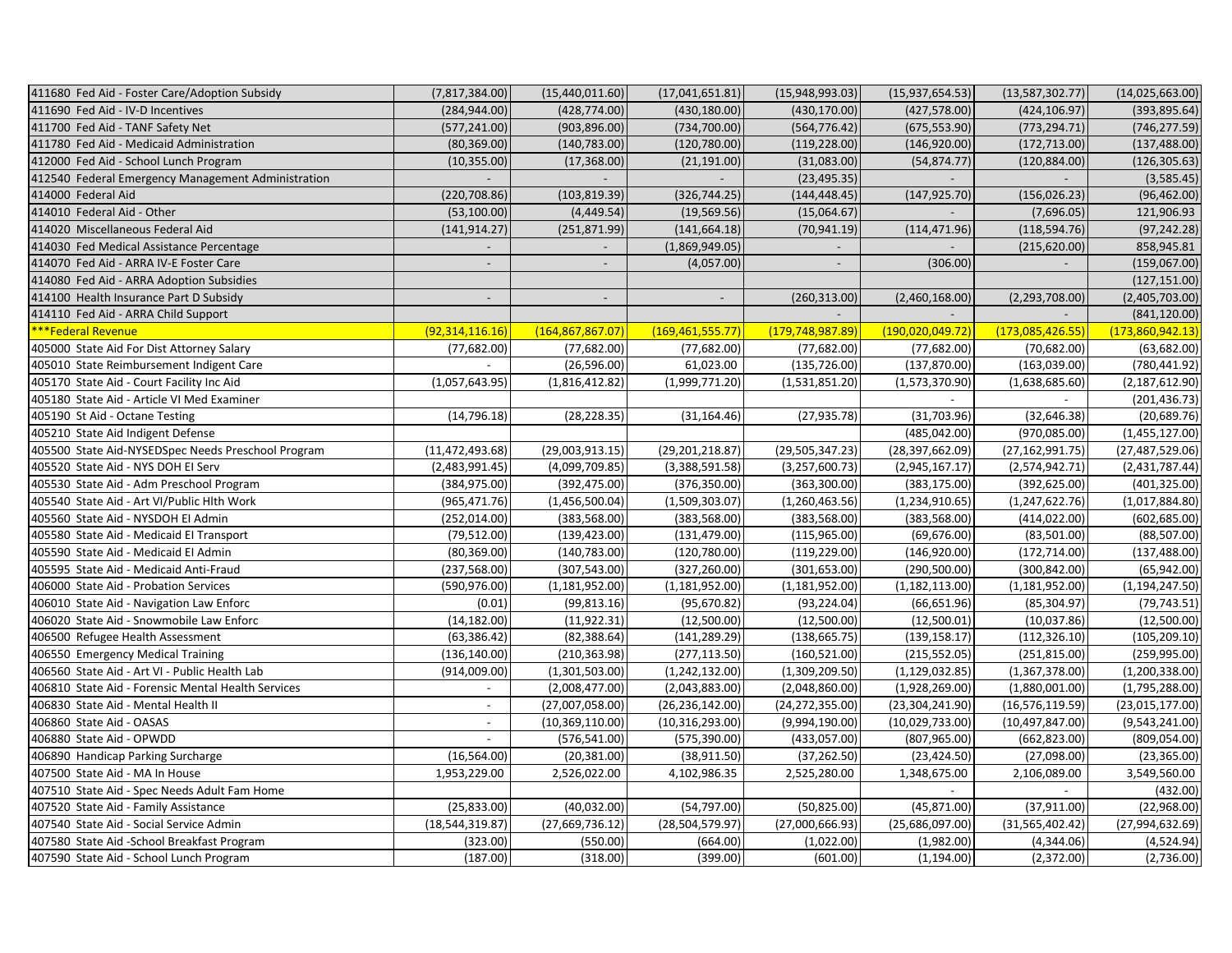| | | | | | | | |
|---|---|---|---|---|---|---|---|
| 411680 Fed Aid - Foster Care/Adoption Subsidy | (7,817,384.00) | (15,440,011.60) | (17,041,651.81) | (15,948,993.03) | (15,937,654.53) | (13,587,302.77) | (14,025,663.00) |
| 411690 Fed Aid - IV-D Incentives | (284,944.00) | (428,774.00) | (430,180.00) | (430,170.00) | (427,578.00) | (424,106.97) | (393,895.64) |
| 411700 Fed Aid - TANF Safety Net | (577,241.00) | (903,896.00) | (734,700.00) | (564,776.42) | (675,553.90) | (773,294.71) | (746,277.59) |
| 411780 Fed Aid - Medicaid Administration | (80,369.00) | (140,783.00) | (120,780.00) | (119,228.00) | (146,920.00) | (172,713.00) | (137,488.00) |
| 412000 Fed Aid - School Lunch Program | (10,355.00) | (17,368.00) | (21,191.00) | (31,083.00) | (54,874.77) | (120,884.00) | (126,305.63) |
| 412540 Federal Emergency Management Administration | - | - | - | (23,495.35) | - | - | (3,585.45) |
| 414000 Federal Aid | (220,708.86) | (103,819.39) | (326,744.25) | (144,448.45) | (147,925.70) | (156,026.23) | (96,462.00) |
| 414010 Federal Aid - Other | (53,100.00) | (4,449.54) | (19,569.56) | (15,064.67) | - | (7,696.05) | 121,906.93 |
| 414020 Miscellaneous Federal Aid | (141,914.27) | (251,871.99) | (141,664.18) | (70,941.19) | (114,471.96) | (118,594.76) | (97,242.28) |
| 414030 Fed Medical Assistance Percentage | - | - | (1,869,949.05) | - | - | (215,620.00) | 858,945.81 |
| 414070 Fed Aid - ARRA IV-E Foster Care | - | - | (4,057.00) | - | (306.00) | - | (159,067.00) |
| 414080 Fed Aid - ARRA Adoption Subsidies | | | | | | | (127,151.00) |
| 414100 Health Insurance Part D Subsidy | - | - | - | (260,313.00) | (2,460,168.00) | (2,293,708.00) | (2,405,703.00) |
| 414110 Fed Aid - ARRA Child Support | | | | - | - | - | (841,120.00) |
| ***Federal Revenue | (92,314,116.16) | (164,867,867.07) | (169,461,555.77) | (179,748,987.89) | (190,020,049.72) | (173,085,426.55) | (173,860,942.13) |
| 405000 State Aid For Dist Attorney Salary | (77,682.00) | (77,682.00) | (77,682.00) | (77,682.00) | (77,682.00) | (70,682.00) | (63,682.00) |
| 405010 State Reimbursement Indigent Care | - | (26,596.00) | 61,023.00 | (135,726.00) | (137,870.00) | (163,039.00) | (780,441.92) |
| 405170 State Aid - Court Facility Inc Aid | (1,057,643.95) | (1,816,412.82) | (1,999,771.20) | (1,531,851.20) | (1,573,370.90) | (1,638,685.60) | (2,187,612.90) |
| 405180 State Aid - Article VI Med Examiner | | | | | - | - | (201,436.73) |
| 405190 St Aid - Octane Testing | (14,796.18) | (28,228.35) | (31,164.46) | (27,935.78) | (31,703.96) | (32,646.38) | (20,689.76) |
| 405210 State Aid Indigent Defense | | | | | (485,042.00) | (970,085.00) | (1,455,127.00) |
| 405500 State Aid-NYSEDSpec Needs Preschool Program | (11,472,493.68) | (29,003,913.15) | (29,201,218.87) | (29,505,347.23) | (28,397,662.09) | (27,162,991.75) | (27,487,529.06) |
| 405520 State Aid - NYS DOH EI Serv | (2,483,991.45) | (4,099,709.85) | (3,388,591.58) | (3,257,600.73) | (2,945,167.17) | (2,574,942.71) | (2,431,787.44) |
| 405530 State Aid - Adm Preschool Program | (384,975.00) | (392,475.00) | (376,350.00) | (363,300.00) | (383,175.00) | (392,625.00) | (401,325.00) |
| 405540 State Aid - Art VI/Public Hlth Work | (965,471.76) | (1,456,500.04) | (1,509,303.07) | (1,260,463.56) | (1,234,910.65) | (1,247,622.76) | (1,017,884.80) |
| 405560 State Aid - NYSDOH EI Admin | (252,014.00) | (383,568.00) | (383,568.00) | (383,568.00) | (383,568.00) | (414,022.00) | (602,685.00) |
| 405580 State Aid - Medicaid EI Transport | (79,512.00) | (139,423.00) | (131,479.00) | (115,965.00) | (69,676.00) | (83,501.00) | (88,507.00) |
| 405590 State Aid - Medicaid EI Admin | (80,369.00) | (140,783.00) | (120,780.00) | (119,229.00) | (146,920.00) | (172,714.00) | (137,488.00) |
| 405595 State Aid - Medicaid Anti-Fraud | (237,568.00) | (307,543.00) | (327,260.00) | (301,653.00) | (290,500.00) | (300,842.00) | (65,942.00) |
| 406000 State Aid - Probation Services | (590,976.00) | (1,181,952.00) | (1,181,952.00) | (1,181,952.00) | (1,182,113.00) | (1,181,952.00) | (1,194,247.50) |
| 406010 State Aid - Navigation Law Enforc | (0.01) | (99,813.16) | (95,670.82) | (93,224.04) | (66,651.96) | (85,304.97) | (79,743.51) |
| 406020 State Aid - Snowmobile Law Enforc | (14,182.00) | (11,922.31) | (12,500.00) | (12,500.00) | (12,500.01) | (10,037.86) | (12,500.00) |
| 406500 Refugee Health Assessment | (63,386.42) | (82,388.64) | (141,289.29) | (138,665.75) | (139,158.17) | (112,326.10) | (105,209.10) |
| 406550 Emergency Medical Training | (136,140.00) | (210,363.98) | (277,113.50) | (160,521.00) | (215,552.05) | (251,815.00) | (259,995.00) |
| 406560 State Aid - Art VI - Public Health Lab | (914,009.00) | (1,301,503.00) | (1,242,132.00) | (1,309,209.50) | (1,129,032.85) | (1,367,378.00) | (1,200,338.00) |
| 406810 State Aid - Forensic Mental Health Services | - | (2,008,477.00) | (2,043,883.00) | (2,048,860.00) | (1,928,269.00) | (1,880,001.00) | (1,795,288.00) |
| 406830 State Aid - Mental Health II | - | (27,007,058.00) | (26,236,142.00) | (24,272,355.00) | (23,304,241.90) | (16,576,119.59) | (23,015,177.00) |
| 406860 State Aid - OASAS | - | (10,369,110.00) | (10,316,293.00) | (9,994,190.00) | (10,029,733.00) | (10,497,847.00) | (9,543,241.00) |
| 406880 State Aid - OPWDD | - | (576,541.00) | (575,390.00) | (433,057.00) | (807,965.00) | (662,823.00) | (809,054.00) |
| 406890 Handicap Parking Surcharge | (16,564.00) | (20,381.00) | (38,911.50) | (37,262.50) | (23,424.50) | (27,098.00) | (23,365.00) |
| 407500 State Aid - MA In House | 1,953,229.00 | 2,526,022.00 | 4,102,986.35 | 2,525,280.00 | 1,348,675.00 | 2,106,089.00 | 3,549,560.00 |
| 407510 State Aid - Spec Needs Adult Fam Home | | | | | - | - | (432.00) |
| 407520 State Aid - Family Assistance | (25,833.00) | (40,032.00) | (54,797.00) | (50,825.00) | (45,871.00) | (37,911.00) | (22,968.00) |
| 407540 State Aid - Social Service Admin | (18,544,319.87) | (27,669,736.12) | (28,504,579.97) | (27,000,666.93) | (25,686,097.00) | (31,565,402.42) | (27,994,632.69) |
| 407580 State Aid -School Breakfast Program | (323.00) | (550.00) | (664.00) | (1,022.00) | (1,982.00) | (4,344.06) | (4,524.94) |
| 407590 State Aid - School Lunch Program | (187.00) | (318.00) | (399.00) | (601.00) | (1,194.00) | (2,372.00) | (2,736.00) |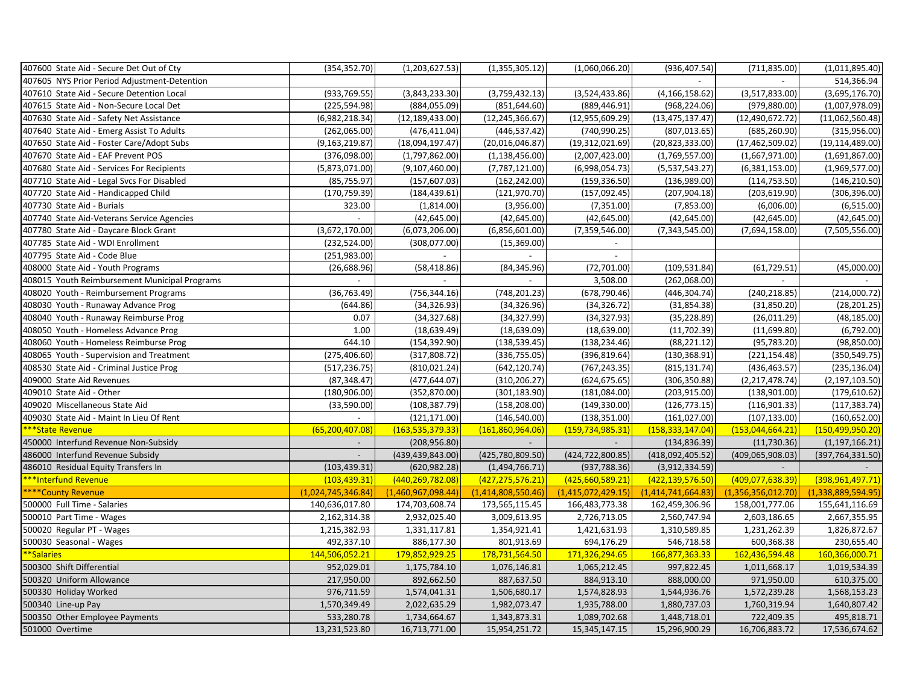| | | | | | | | |
|---|---|---|---|---|---|---|---|
| 407600 State Aid - Secure Det Out of Cty | (354,352.70) | (1,203,627.53) | (1,355,305.12) | (1,060,066.20) | (936,407.54) | (711,835.00) | (1,011,895.40) |
| 407605 NYS Prior Period Adjustment-Detention | | | | | - | - | 514,366.94 |
| 407610 State Aid - Secure Detention Local | (933,769.55) | (3,843,233.30) | (3,759,432.13) | (3,524,433.86) | (4,166,158.62) | (3,517,833.00) | (3,695,176.70) |
| 407615 State Aid - Non-Secure Local Det | (225,594.98) | (884,055.09) | (851,644.60) | (889,446.91) | (968,224.06) | (979,880.00) | (1,007,978.09) |
| 407630 State Aid - Safety Net Assistance | (6,982,218.34) | (12,189,433.00) | (12,245,366.67) | (12,955,609.29) | (13,475,137.47) | (12,490,672.72) | (11,062,560.48) |
| 407640 State Aid - Emerg Assist To Adults | (262,065.00) | (476,411.04) | (446,537.42) | (740,990.25) | (807,013.65) | (685,260.90) | (315,956.00) |
| 407650 State Aid - Foster Care/Adopt Subs | (9,163,219.87) | (18,094,197.47) | (20,016,046.87) | (19,312,021.69) | (20,823,333.00) | (17,462,509.02) | (19,114,489.00) |
| 407670 State Aid - EAF Prevent POS | (376,098.00) | (1,797,862.00) | (1,138,456.00) | (2,007,423.00) | (1,769,557.00) | (1,667,971.00) | (1,691,867.00) |
| 407680 State Aid - Services For Recipients | (5,873,071.00) | (9,107,460.00) | (7,787,121.00) | (6,998,054.73) | (5,537,543.27) | (6,381,153.00) | (1,969,577.00) |
| 407710 State Aid - Legal Svcs For Disabled | (85,755.97) | (157,607.03) | (162,242.00) | (159,336.50) | (136,989.00) | (114,753.50) | (146,210.50) |
| 407720 State Aid - Handicapped Child | (170,759.39) | (184,439.61) | (121,970.70) | (157,092.45) | (207,904.18) | (203,619.90) | (306,396.00) |
| 407730 State Aid - Burials | 323.00 | (1,814.00) | (3,956.00) | (7,351.00) | (7,853.00) | (6,006.00) | (6,515.00) |
| 407740 State Aid-Veterans Service Agencies | - | (42,645.00) | (42,645.00) | (42,645.00) | (42,645.00) | (42,645.00) | (42,645.00) |
| 407780 State Aid - Daycare Block Grant | (3,672,170.00) | (6,073,206.00) | (6,856,601.00) | (7,359,546.00) | (7,343,545.00) | (7,694,158.00) | (7,505,556.00) |
| 407785 State Aid - WDI Enrollment | (232,524.00) | (308,077.00) | (15,369.00) | - | | | |
| 407795 State Aid - Code Blue | (251,983.00) | - | - | - | | | |
| 408000 State Aid - Youth Programs | (26,688.96) | (58,418.86) | (84,345.96) | (72,701.00) | (109,531.84) | (61,729.51) | (45,000.00) |
| 408015 Youth Reimbursement Municipal Programs | - | - | - | 3,508.00 | (262,068.00) | - | - |
| 408020 Youth - Reimbursement Programs | (36,763.49) | (756,344.16) | (748,201.23) | (678,790.46) | (446,304.74) | (240,218.85) | (214,000.72) |
| 408030 Youth - Runaway Advance Prog | (644.86) | (34,326.93) | (34,326.96) | (34,326.72) | (31,854.38) | (31,850.20) | (28,201.25) |
| 408040 Youth - Runaway Reimburse Prog | 0.07 | (34,327.68) | (34,327.99) | (34,327.93) | (35,228.89) | (26,011.29) | (48,185.00) |
| 408050 Youth - Homeless Advance Prog | 1.00 | (18,639.49) | (18,639.09) | (18,639.00) | (11,702.39) | (11,699.80) | (6,792.00) |
| 408060 Youth - Homeless Reimburse Prog | 644.10 | (154,392.90) | (138,539.45) | (138,234.46) | (88,221.12) | (95,783.20) | (98,850.00) |
| 408065 Youth - Supervision and Treatment | (275,406.60) | (317,808.72) | (336,755.05) | (396,819.64) | (130,368.91) | (221,154.48) | (350,549.75) |
| 408530 State Aid - Criminal Justice Prog | (517,236.75) | (810,021.24) | (642,120.74) | (767,243.35) | (815,131.74) | (436,463.57) | (235,136.04) |
| 409000 State Aid Revenues | (87,348.47) | (477,644.07) | (310,206.27) | (624,675.65) | (306,350.88) | (2,217,478.74) | (2,197,103.50) |
| 409010 State Aid - Other | (180,906.00) | (352,870.00) | (301,183.90) | (181,084.00) | (203,915.00) | (138,901.00) | (179,610.62) |
| 409020 Miscellaneous State Aid | (33,590.00) | (108,387.79) | (158,208.00) | (149,330.00) | (126,773.15) | (116,901.33) | (117,383.74) |
| 409030 State Aid - Maint In Lieu Of Rent | - | (121,171.00) | (146,540.00) | (138,351.00) | (161,027.00) | (107,133.00) | (160,652.00) |
| ***State Revenue | (65,200,407.08) | (163,535,379.33) | (161,860,964.06) | (159,734,985.31) | (158,333,147.04) | (153,044,664.21) | (150,499,950.20) |
| 450000 Interfund Revenue Non-Subsidy | - | (208,956.80) | - | - | (134,836.39) | (11,730.36) | (1,197,166.21) |
| 486000 Interfund Revenue Subsidy | - | (439,439,843.00) | (425,780,809.50) | (424,722,800.85) | (418,092,405.52) | (409,065,908.03) | (397,764,331.50) |
| 486010 Residual Equity Transfers In | (103,439.31) | (620,982.28) | (1,494,766.71) | (937,788.36) | (3,912,334.59) | - | - |
| ***Interfund Revenue | (103,439.31) | (440,269,782.08) | (427,275,576.21) | (425,660,589.21) | (422,139,576.50) | (409,077,638.39) | (398,961,497.71) |
| ****County Revenue | (1,024,745,346.84) | (1,460,967,098.44) | (1,414,808,550.46) | (1,415,072,429.15) | (1,414,741,664.83) | (1,356,356,012.70) | (1,338,889,594.95) |
| 500000 Full Time - Salaries | 140,636,017.80 | 174,703,608.74 | 173,565,115.45 | 166,483,773.38 | 162,459,306.96 | 158,001,777.06 | 155,641,116.69 |
| 500010 Part Time - Wages | 2,162,314.38 | 2,932,025.40 | 3,009,613.95 | 2,726,713.05 | 2,560,747.94 | 2,603,186.65 | 2,667,355.95 |
| 500020 Regular PT - Wages | 1,215,382.93 | 1,331,117.81 | 1,354,921.41 | 1,421,631.93 | 1,310,589.85 | 1,231,262.39 | 1,826,872.67 |
| 500030 Seasonal - Wages | 492,337.10 | 886,177.30 | 801,913.69 | 694,176.29 | 546,718.58 | 600,368.38 | 230,655.40 |
| **Salaries | 144,506,052.21 | 179,852,929.25 | 178,731,564.50 | 171,326,294.65 | 166,877,363.33 | 162,436,594.48 | 160,366,000.71 |
| 500300 Shift Differential | 952,029.01 | 1,175,784.10 | 1,076,146.81 | 1,065,212.45 | 997,822.45 | 1,011,668.17 | 1,019,534.39 |
| 500320 Uniform Allowance | 217,950.00 | 892,662.50 | 887,637.50 | 884,913.10 | 888,000.00 | 971,950.00 | 610,375.00 |
| 500330 Holiday Worked | 976,711.59 | 1,574,041.31 | 1,506,680.17 | 1,574,828.93 | 1,544,936.76 | 1,572,239.28 | 1,568,153.23 |
| 500340 Line-up Pay | 1,570,349.49 | 2,022,635.29 | 1,982,073.47 | 1,935,788.00 | 1,880,737.03 | 1,760,319.94 | 1,640,807.42 |
| 500350 Other Employee Payments | 533,280.78 | 1,734,664.67 | 1,343,873.31 | 1,089,702.68 | 1,448,718.01 | 722,409.35 | 495,818.71 |
| 501000 Overtime | 13,231,523.80 | 16,713,771.00 | 15,954,251.72 | 15,345,147.15 | 15,296,900.29 | 16,706,883.72 | 17,536,674.62 |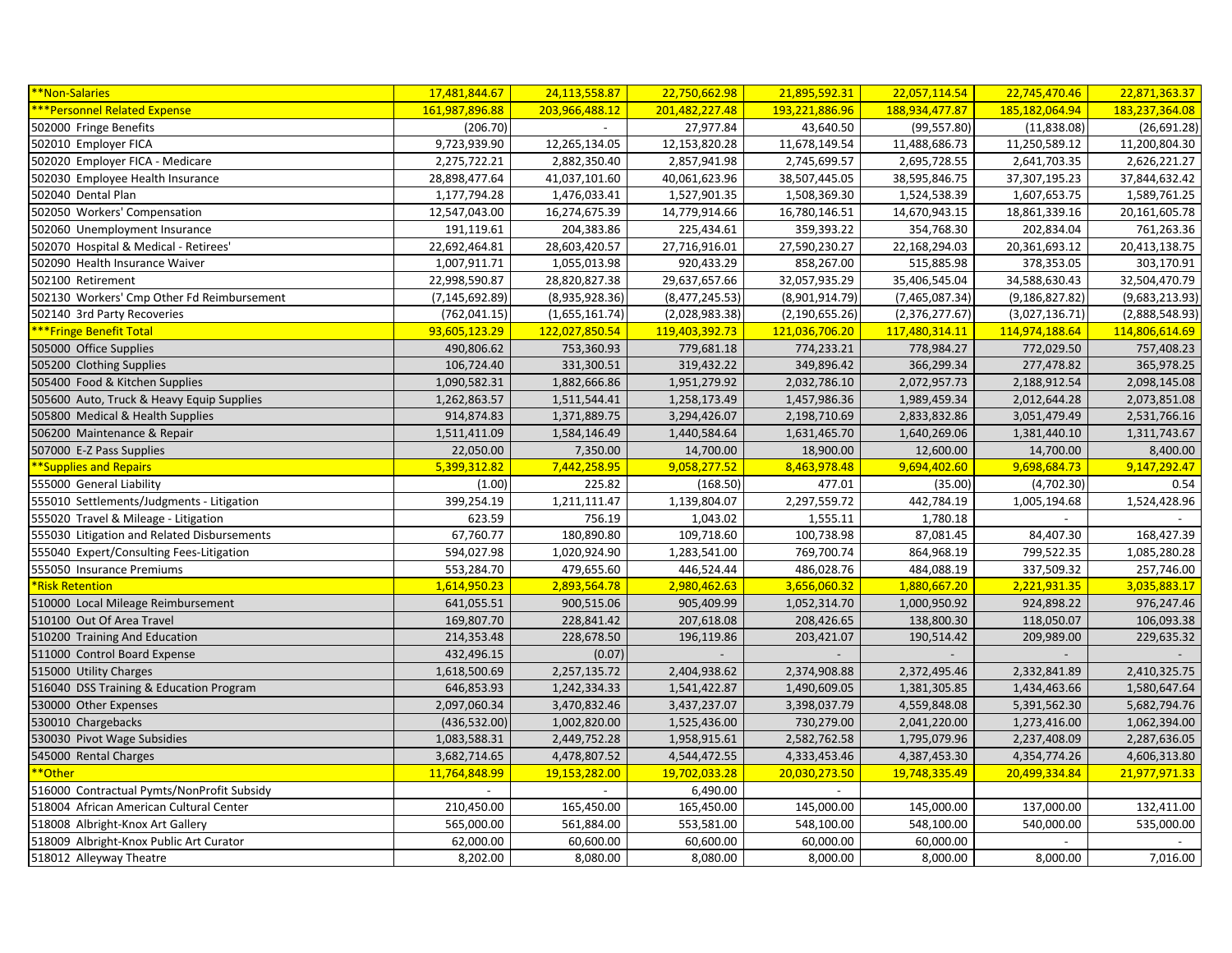| | | | | | | | |
|---|---|---|---|---|---|---|---|
| **Non-Salaries | 17,481,844.67 | 24,113,558.87 | 22,750,662.98 | 21,895,592.31 | 22,057,114.54 | 22,745,470.46 | 22,871,363.37 |
| ***Personnel Related Expense | 161,987,896.88 | 203,966,488.12 | 201,482,227.48 | 193,221,886.96 | 188,934,477.87 | 185,182,064.94 | 183,237,364.08 |
| 502000 Fringe Benefits | (206.70) | - | 27,977.84 | 43,640.50 | (99,557.80) | (11,838.08) | (26,691.28) |
| 502010 Employer FICA | 9,723,939.90 | 12,265,134.05 | 12,153,820.28 | 11,678,149.54 | 11,488,686.73 | 11,250,589.12 | 11,200,804.30 |
| 502020 Employer FICA - Medicare | 2,275,722.21 | 2,882,350.40 | 2,857,941.98 | 2,745,699.57 | 2,695,728.55 | 2,641,703.35 | 2,626,221.27 |
| 502030 Employee Health Insurance | 28,898,477.64 | 41,037,101.60 | 40,061,623.96 | 38,507,445.05 | 38,595,846.75 | 37,307,195.23 | 37,844,632.42 |
| 502040 Dental Plan | 1,177,794.28 | 1,476,033.41 | 1,527,901.35 | 1,508,369.30 | 1,524,538.39 | 1,607,653.75 | 1,589,761.25 |
| 502050 Workers' Compensation | 12,547,043.00 | 16,274,675.39 | 14,779,914.66 | 16,780,146.51 | 14,670,943.15 | 18,861,339.16 | 20,161,605.78 |
| 502060 Unemployment Insurance | 191,119.61 | 204,383.86 | 225,434.61 | 359,393.22 | 354,768.30 | 202,834.04 | 761,263.36 |
| 502070 Hospital & Medical - Retirees' | 22,692,464.81 | 28,603,420.57 | 27,716,916.01 | 27,590,230.27 | 22,168,294.03 | 20,361,693.12 | 20,413,138.75 |
| 502090 Health Insurance Waiver | 1,007,911.71 | 1,055,013.98 | 920,433.29 | 858,267.00 | 515,885.98 | 378,353.05 | 303,170.91 |
| 502100 Retirement | 22,998,590.87 | 28,820,827.38 | 29,637,657.66 | 32,057,935.29 | 35,406,545.04 | 34,588,630.43 | 32,504,470.79 |
| 502130 Workers' Cmp Other Fd Reimbursement | (7,145,692.89) | (8,935,928.36) | (8,477,245.53) | (8,901,914.79) | (7,465,087.34) | (9,186,827.82) | (9,683,213.93) |
| 502140 3rd Party Recoveries | (762,041.15) | (1,655,161.74) | (2,028,983.38) | (2,190,655.26) | (2,376,277.67) | (3,027,136.71) | (2,888,548.93) |
| ***Fringe Benefit Total | 93,605,123.29 | 122,027,850.54 | 119,403,392.73 | 121,036,706.20 | 117,480,314.11 | 114,974,188.64 | 114,806,614.69 |
| 505000 Office Supplies | 490,806.62 | 753,360.93 | 779,681.18 | 774,233.21 | 778,984.27 | 772,029.50 | 757,408.23 |
| 505200 Clothing Supplies | 106,724.40 | 331,300.51 | 319,432.22 | 349,896.42 | 366,299.34 | 277,478.82 | 365,978.25 |
| 505400 Food & Kitchen Supplies | 1,090,582.31 | 1,882,666.86 | 1,951,279.92 | 2,032,786.10 | 2,072,957.73 | 2,188,912.54 | 2,098,145.08 |
| 505600 Auto, Truck & Heavy Equip Supplies | 1,262,863.57 | 1,511,544.41 | 1,258,173.49 | 1,457,986.36 | 1,989,459.34 | 2,012,644.28 | 2,073,851.08 |
| 505800 Medical & Health Supplies | 914,874.83 | 1,371,889.75 | 3,294,426.07 | 2,198,710.69 | 2,833,832.86 | 3,051,479.49 | 2,531,766.16 |
| 506200 Maintenance & Repair | 1,511,411.09 | 1,584,146.49 | 1,440,584.64 | 1,631,465.70 | 1,640,269.06 | 1,381,440.10 | 1,311,743.67 |
| 507000 E-Z Pass Supplies | 22,050.00 | 7,350.00 | 14,700.00 | 18,900.00 | 12,600.00 | 14,700.00 | 8,400.00 |
| **Supplies and Repairs | 5,399,312.82 | 7,442,258.95 | 9,058,277.52 | 8,463,978.48 | 9,694,402.60 | 9,698,684.73 | 9,147,292.47 |
| 555000 General Liability | (1.00) | 225.82 | (168.50) | 477.01 | (35.00) | (4,702.30) | 0.54 |
| 555010 Settlements/Judgments - Litigation | 399,254.19 | 1,211,111.47 | 1,139,804.07 | 2,297,559.72 | 442,784.19 | 1,005,194.68 | 1,524,428.96 |
| 555020 Travel & Mileage - Litigation | 623.59 | 756.19 | 1,043.02 | 1,555.11 | 1,780.18 | - | - |
| 555030 Litigation and Related Disbursements | 67,760.77 | 180,890.80 | 109,718.60 | 100,738.98 | 87,081.45 | 84,407.30 | 168,427.39 |
| 555040 Expert/Consulting Fees-Litigation | 594,027.98 | 1,020,924.90 | 1,283,541.00 | 769,700.74 | 864,968.19 | 799,522.35 | 1,085,280.28 |
| 555050 Insurance Premiums | 553,284.70 | 479,655.60 | 446,524.44 | 486,028.76 | 484,088.19 | 337,509.32 | 257,746.00 |
| *Risk Retention | 1,614,950.23 | 2,893,564.78 | 2,980,462.63 | 3,656,060.32 | 1,880,667.20 | 2,221,931.35 | 3,035,883.17 |
| 510000 Local Mileage Reimbursement | 641,055.51 | 900,515.06 | 905,409.99 | 1,052,314.70 | 1,000,950.92 | 924,898.22 | 976,247.46 |
| 510100 Out Of Area Travel | 169,807.70 | 228,841.42 | 207,618.08 | 208,426.65 | 138,800.30 | 118,050.07 | 106,093.38 |
| 510200 Training And Education | 214,353.48 | 228,678.50 | 196,119.86 | 203,421.07 | 190,514.42 | 209,989.00 | 229,635.32 |
| 511000 Control Board Expense | 432,496.15 | (0.07) | - | - | - | - | - |
| 515000 Utility Charges | 1,618,500.69 | 2,257,135.72 | 2,404,938.62 | 2,374,908.88 | 2,372,495.46 | 2,332,841.89 | 2,410,325.75 |
| 516040 DSS Training & Education Program | 646,853.93 | 1,242,334.33 | 1,541,422.87 | 1,490,609.05 | 1,381,305.85 | 1,434,463.66 | 1,580,647.64 |
| 530000 Other Expenses | 2,097,060.34 | 3,470,832.46 | 3,437,237.07 | 3,398,037.79 | 4,559,848.08 | 5,391,562.30 | 5,682,794.76 |
| 530010 Chargebacks | (436,532.00) | 1,002,820.00 | 1,525,436.00 | 730,279.00 | 2,041,220.00 | 1,273,416.00 | 1,062,394.00 |
| 530030 Pivot Wage Subsidies | 1,083,588.31 | 2,449,752.28 | 1,958,915.61 | 2,582,762.58 | 1,795,079.96 | 2,237,408.09 | 2,287,636.05 |
| 545000 Rental Charges | 3,682,714.65 | 4,478,807.52 | 4,544,472.55 | 4,333,453.46 | 4,387,453.30 | 4,354,774.26 | 4,606,313.80 |
| **Other | 11,764,848.99 | 19,153,282.00 | 19,702,033.28 | 20,030,273.50 | 19,748,335.49 | 20,499,334.84 | 21,977,971.33 |
| 516000 Contractual Pymts/NonProfit Subsidy | - | - | 6,490.00 | - | | | |
| 518004 African American Cultural Center | 210,450.00 | 165,450.00 | 165,450.00 | 145,000.00 | 145,000.00 | 137,000.00 | 132,411.00 |
| 518008 Albright-Knox Art Gallery | 565,000.00 | 561,884.00 | 553,581.00 | 548,100.00 | 548,100.00 | 540,000.00 | 535,000.00 |
| 518009 Albright-Knox Public Art Curator | 62,000.00 | 60,600.00 | 60,600.00 | 60,000.00 | 60,000.00 | - | - |
| 518012 Alleyway Theatre | 8,202.00 | 8,080.00 | 8,080.00 | 8,000.00 | 8,000.00 | 8,000.00 | 7,016.00 |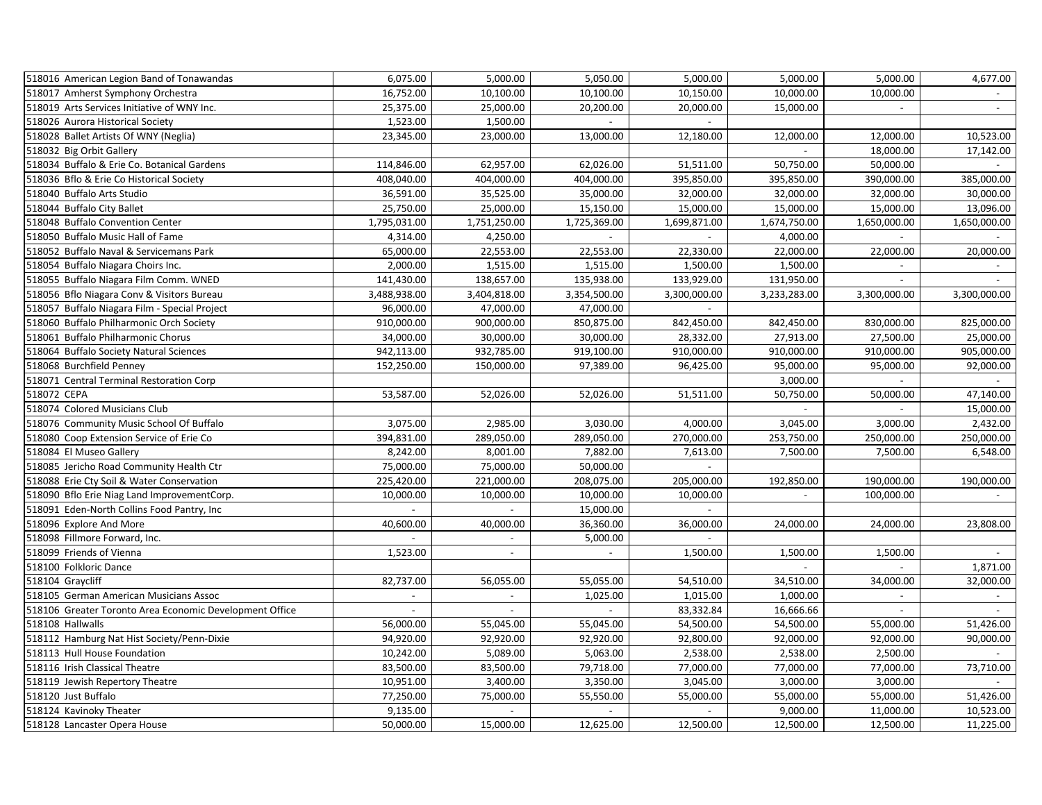| | | | | | | | |
|---|---|---|---|---|---|---|---|
| 518016 American Legion Band of Tonawandas | 6,075.00 | 5,000.00 | 5,050.00 | 5,000.00 | 5,000.00 | 5,000.00 | 4,677.00 |
| 518017 Amherst Symphony Orchestra | 16,752.00 | 10,100.00 | 10,100.00 | 10,150.00 | 10,000.00 | 10,000.00 | - |
| 518019 Arts Services Initiative of WNY Inc. | 25,375.00 | 25,000.00 | 20,200.00 | 20,000.00 | 15,000.00 | - | - |
| 518026 Aurora Historical Society | 1,523.00 | 1,500.00 | - | - | | | |
| 518028 Ballet Artists Of WNY (Neglia) | 23,345.00 | 23,000.00 | 13,000.00 | 12,180.00 | 12,000.00 | 12,000.00 | 10,523.00 |
| 518032 Big Orbit Gallery | | | | | - | 18,000.00 | 17,142.00 |
| 518034 Buffalo & Erie Co. Botanical Gardens | 114,846.00 | 62,957.00 | 62,026.00 | 51,511.00 | 50,750.00 | 50,000.00 | - |
| 518036 Bflo & Erie Co Historical Society | 408,040.00 | 404,000.00 | 404,000.00 | 395,850.00 | 395,850.00 | 390,000.00 | 385,000.00 |
| 518040 Buffalo Arts Studio | 36,591.00 | 35,525.00 | 35,000.00 | 32,000.00 | 32,000.00 | 32,000.00 | 30,000.00 |
| 518044 Buffalo City Ballet | 25,750.00 | 25,000.00 | 15,150.00 | 15,000.00 | 15,000.00 | 15,000.00 | 13,096.00 |
| 518048 Buffalo Convention Center | 1,795,031.00 | 1,751,250.00 | 1,725,369.00 | 1,699,871.00 | 1,674,750.00 | 1,650,000.00 | 1,650,000.00 |
| 518050 Buffalo Music Hall of Fame | 4,314.00 | 4,250.00 | - | - | 4,000.00 | - | - |
| 518052 Buffalo Naval & Servicemans Park | 65,000.00 | 22,553.00 | 22,553.00 | 22,330.00 | 22,000.00 | 22,000.00 | 20,000.00 |
| 518054 Buffalo Niagara Choirs Inc. | 2,000.00 | 1,515.00 | 1,515.00 | 1,500.00 | 1,500.00 | - | - |
| 518055 Buffalo Niagara Film Comm. WNED | 141,430.00 | 138,657.00 | 135,938.00 | 133,929.00 | 131,950.00 | - | - |
| 518056 Bflo Niagara Conv & Visitors Bureau | 3,488,938.00 | 3,404,818.00 | 3,354,500.00 | 3,300,000.00 | 3,233,283.00 | 3,300,000.00 | 3,300,000.00 |
| 518057 Buffalo Niagara Film - Special Project | 96,000.00 | 47,000.00 | 47,000.00 | - | | | |
| 518060 Buffalo Philharmonic Orch Society | 910,000.00 | 900,000.00 | 850,875.00 | 842,450.00 | 842,450.00 | 830,000.00 | 825,000.00 |
| 518061 Buffalo Philharmonic Chorus | 34,000.00 | 30,000.00 | 30,000.00 | 28,332.00 | 27,913.00 | 27,500.00 | 25,000.00 |
| 518064 Buffalo Society Natural Sciences | 942,113.00 | 932,785.00 | 919,100.00 | 910,000.00 | 910,000.00 | 910,000.00 | 905,000.00 |
| 518068 Burchfield Penney | 152,250.00 | 150,000.00 | 97,389.00 | 96,425.00 | 95,000.00 | 95,000.00 | 92,000.00 |
| 518071 Central Terminal Restoration Corp | | | | | 3,000.00 | - | - |
| 518072 CEPA | 53,587.00 | 52,026.00 | 52,026.00 | 51,511.00 | 50,750.00 | 50,000.00 | 47,140.00 |
| 518074 Colored Musicians Club | | | | | - | - | 15,000.00 |
| 518076 Community Music School Of Buffalo | 3,075.00 | 2,985.00 | 3,030.00 | 4,000.00 | 3,045.00 | 3,000.00 | 2,432.00 |
| 518080 Coop Extension Service of Erie Co | 394,831.00 | 289,050.00 | 289,050.00 | 270,000.00 | 253,750.00 | 250,000.00 | 250,000.00 |
| 518084 El Museo Gallery | 8,242.00 | 8,001.00 | 7,882.00 | 7,613.00 | 7,500.00 | 7,500.00 | 6,548.00 |
| 518085 Jericho Road Community Health Ctr | 75,000.00 | 75,000.00 | 50,000.00 | - | | | |
| 518088 Erie Cty Soil & Water Conservation | 225,420.00 | 221,000.00 | 208,075.00 | 205,000.00 | 192,850.00 | 190,000.00 | 190,000.00 |
| 518090 Bflo Erie Niag Land ImprovementCorp. | 10,000.00 | 10,000.00 | 10,000.00 | 10,000.00 | - | 100,000.00 | - |
| 518091 Eden-North Collins Food Pantry, Inc | - | - | 15,000.00 | - | | | |
| 518096 Explore And More | 40,600.00 | 40,000.00 | 36,360.00 | 36,000.00 | 24,000.00 | 24,000.00 | 23,808.00 |
| 518098 Fillmore Forward, Inc. | - | - | 5,000.00 | - | | | |
| 518099 Friends of Vienna | 1,523.00 | - | - | 1,500.00 | 1,500.00 | 1,500.00 | - |
| 518100 Folkloric Dance | | | | | - | - | 1,871.00 |
| 518104 Graycliff | 82,737.00 | 56,055.00 | 55,055.00 | 54,510.00 | 34,510.00 | 34,000.00 | 32,000.00 |
| 518105 German American Musicians Assoc | - | - | 1,025.00 | 1,015.00 | 1,000.00 | - | - |
| 518106 Greater Toronto Area Economic Development Office | - | - | - | 83,332.84 | 16,666.66 | - | - |
| 518108 Hallwalls | 56,000.00 | 55,045.00 | 55,045.00 | 54,500.00 | 54,500.00 | 55,000.00 | 51,426.00 |
| 518112 Hamburg Nat Hist Society/Penn-Dixie | 94,920.00 | 92,920.00 | 92,920.00 | 92,800.00 | 92,000.00 | 92,000.00 | 90,000.00 |
| 518113 Hull House Foundation | 10,242.00 | 5,089.00 | 5,063.00 | 2,538.00 | 2,538.00 | 2,500.00 | - |
| 518116 Irish Classical Theatre | 83,500.00 | 83,500.00 | 79,718.00 | 77,000.00 | 77,000.00 | 77,000.00 | 73,710.00 |
| 518119 Jewish Repertory Theatre | 10,951.00 | 3,400.00 | 3,350.00 | 3,045.00 | 3,000.00 | 3,000.00 | - |
| 518120 Just Buffalo | 77,250.00 | 75,000.00 | 55,550.00 | 55,000.00 | 55,000.00 | 55,000.00 | 51,426.00 |
| 518124 Kavinoky Theater | 9,135.00 | - | - | - | 9,000.00 | 11,000.00 | 10,523.00 |
| 518128 Lancaster Opera House | 50,000.00 | 15,000.00 | 12,625.00 | 12,500.00 | 12,500.00 | 12,500.00 | 11,225.00 |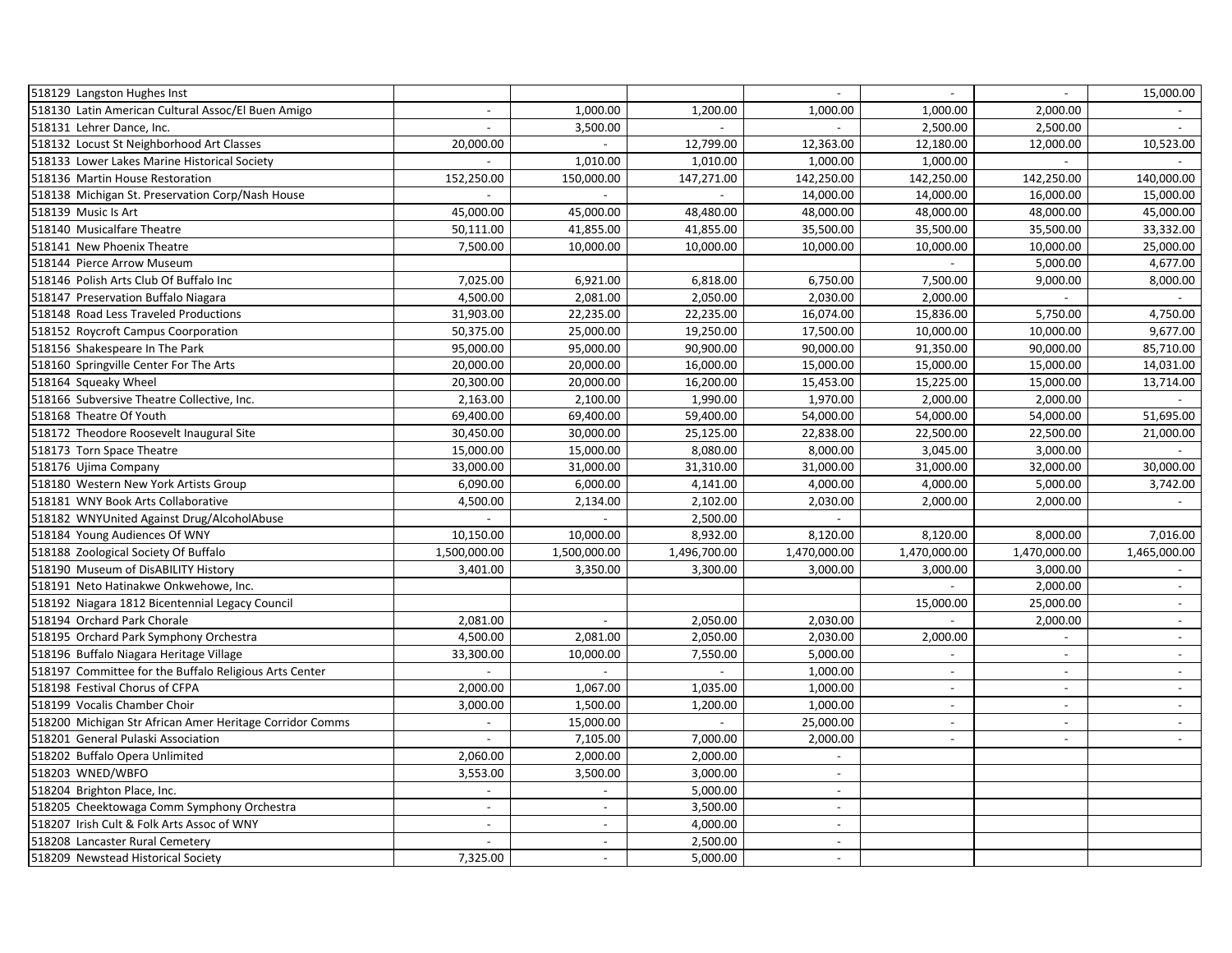| | | | | | | | |
|---|---|---|---|---|---|---|---|
| 518129 Langston Hughes Inst | | | | - | - | - | 15,000.00 |
| 518130 Latin American Cultural Assoc/El Buen Amigo | - | 1,000.00 | 1,200.00 | 1,000.00 | 1,000.00 | 2,000.00 | - |
| 518131 Lehrer Dance, Inc. | - | 3,500.00 | - | - | 2,500.00 | 2,500.00 | - |
| 518132 Locust St Neighborhood Art Classes | 20,000.00 | - | 12,799.00 | 12,363.00 | 12,180.00 | 12,000.00 | 10,523.00 |
| 518133 Lower Lakes Marine Historical Society | - | 1,010.00 | 1,010.00 | 1,000.00 | 1,000.00 | - | - |
| 518136 Martin House Restoration | 152,250.00 | 150,000.00 | 147,271.00 | 142,250.00 | 142,250.00 | 142,250.00 | 140,000.00 |
| 518138 Michigan St. Preservation Corp/Nash House | - | - | - | 14,000.00 | 14,000.00 | 16,000.00 | 15,000.00 |
| 518139 Music Is Art | 45,000.00 | 45,000.00 | 48,480.00 | 48,000.00 | 48,000.00 | 48,000.00 | 45,000.00 |
| 518140 Musicalfare Theatre | 50,111.00 | 41,855.00 | 41,855.00 | 35,500.00 | 35,500.00 | 35,500.00 | 33,332.00 |
| 518141 New Phoenix Theatre | 7,500.00 | 10,000.00 | 10,000.00 | 10,000.00 | 10,000.00 | 10,000.00 | 25,000.00 |
| 518144 Pierce Arrow Museum | | | | | - | 5,000.00 | 4,677.00 |
| 518146 Polish Arts Club Of Buffalo Inc | 7,025.00 | 6,921.00 | 6,818.00 | 6,750.00 | 7,500.00 | 9,000.00 | 8,000.00 |
| 518147 Preservation Buffalo Niagara | 4,500.00 | 2,081.00 | 2,050.00 | 2,030.00 | 2,000.00 | - | - |
| 518148 Road Less Traveled Productions | 31,903.00 | 22,235.00 | 22,235.00 | 16,074.00 | 15,836.00 | 5,750.00 | 4,750.00 |
| 518152 Roycroft Campus Coorporation | 50,375.00 | 25,000.00 | 19,250.00 | 17,500.00 | 10,000.00 | 10,000.00 | 9,677.00 |
| 518156 Shakespeare In The Park | 95,000.00 | 95,000.00 | 90,900.00 | 90,000.00 | 91,350.00 | 90,000.00 | 85,710.00 |
| 518160 Springville Center For The Arts | 20,000.00 | 20,000.00 | 16,000.00 | 15,000.00 | 15,000.00 | 15,000.00 | 14,031.00 |
| 518164 Squeaky Wheel | 20,300.00 | 20,000.00 | 16,200.00 | 15,453.00 | 15,225.00 | 15,000.00 | 13,714.00 |
| 518166 Subversive Theatre Collective, Inc. | 2,163.00 | 2,100.00 | 1,990.00 | 1,970.00 | 2,000.00 | 2,000.00 | - |
| 518168 Theatre Of Youth | 69,400.00 | 69,400.00 | 59,400.00 | 54,000.00 | 54,000.00 | 54,000.00 | 51,695.00 |
| 518172 Theodore Roosevelt Inaugural Site | 30,450.00 | 30,000.00 | 25,125.00 | 22,838.00 | 22,500.00 | 22,500.00 | 21,000.00 |
| 518173 Torn Space Theatre | 15,000.00 | 15,000.00 | 8,080.00 | 8,000.00 | 3,045.00 | 3,000.00 | - |
| 518176 Ujima Company | 33,000.00 | 31,000.00 | 31,310.00 | 31,000.00 | 31,000.00 | 32,000.00 | 30,000.00 |
| 518180 Western New York Artists Group | 6,090.00 | 6,000.00 | 4,141.00 | 4,000.00 | 4,000.00 | 5,000.00 | 3,742.00 |
| 518181 WNY Book Arts Collaborative | 4,500.00 | 2,134.00 | 2,102.00 | 2,030.00 | 2,000.00 | 2,000.00 | - |
| 518182 WNYUnited Against Drug/AlcoholAbuse | - | - | 2,500.00 | - | | | |
| 518184 Young Audiences Of WNY | 10,150.00 | 10,000.00 | 8,932.00 | 8,120.00 | 8,120.00 | 8,000.00 | 7,016.00 |
| 518188 Zoological Society Of Buffalo | 1,500,000.00 | 1,500,000.00 | 1,496,700.00 | 1,470,000.00 | 1,470,000.00 | 1,470,000.00 | 1,465,000.00 |
| 518190 Museum of DisABILITY History | 3,401.00 | 3,350.00 | 3,300.00 | 3,000.00 | 3,000.00 | 3,000.00 | - |
| 518191 Neto Hatinakwe Onkwehowe, Inc. | | | | | - | 2,000.00 | - |
| 518192 Niagara 1812 Bicentennial Legacy Council | | | | | 15,000.00 | 25,000.00 | - |
| 518194 Orchard Park Chorale | 2,081.00 | - | 2,050.00 | 2,030.00 | - | 2,000.00 | - |
| 518195 Orchard Park Symphony Orchestra | 4,500.00 | 2,081.00 | 2,050.00 | 2,030.00 | 2,000.00 | - | - |
| 518196 Buffalo Niagara Heritage Village | 33,300.00 | 10,000.00 | 7,550.00 | 5,000.00 | - | - | - |
| 518197 Committee for the Buffalo Religious Arts Center | - | - | - | 1,000.00 | - | - | - |
| 518198 Festival Chorus of CFPA | 2,000.00 | 1,067.00 | 1,035.00 | 1,000.00 | - | - | - |
| 518199 Vocalis Chamber Choir | 3,000.00 | 1,500.00 | 1,200.00 | 1,000.00 | - | - | - |
| 518200 Michigan Str African Amer Heritage Corridor Comms | - | 15,000.00 | - | 25,000.00 | - | - | - |
| 518201 General Pulaski Association | - | 7,105.00 | 7,000.00 | 2,000.00 | - | - | - |
| 518202 Buffalo Opera Unlimited | 2,060.00 | 2,000.00 | 2,000.00 | - | | | |
| 518203 WNED/WBFO | 3,553.00 | 3,500.00 | 3,000.00 | - | | | |
| 518204 Brighton Place, Inc. | - | - | 5,000.00 | - | | | |
| 518205 Cheektowaga Comm Symphony Orchestra | - | - | 3,500.00 | - | | | |
| 518207 Irish Cult & Folk Arts Assoc of WNY | - | - | 4,000.00 | - | | | |
| 518208 Lancaster Rural Cemetery | - | - | 2,500.00 | - | | | |
| 518209 Newstead Historical Society | 7,325.00 | - | 5,000.00 | - | | | |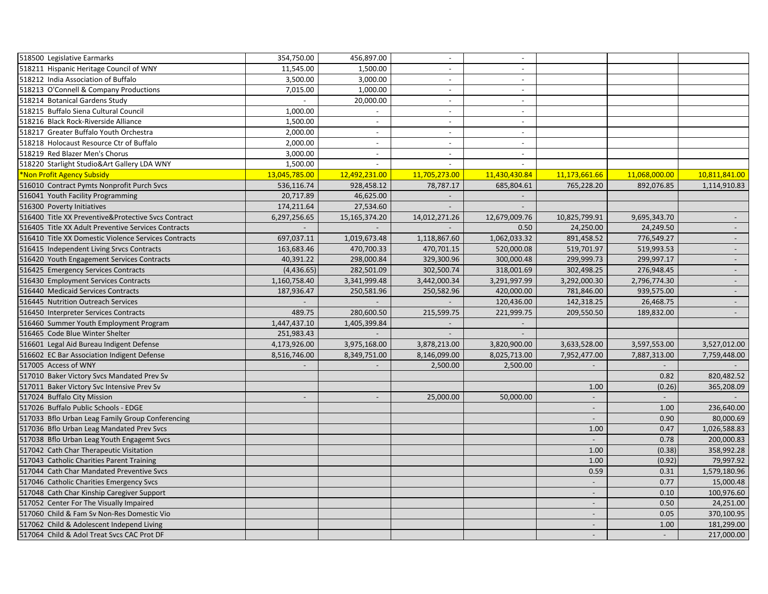| | | | | | | | |
|---|---|---|---|---|---|---|---|
| 518500 Legislative Earmarks | 354,750.00 | 456,897.00 | - | - | | | |
| 518211 Hispanic Heritage Council of WNY | 11,545.00 | 1,500.00 | - | - | | | |
| 518212 India Association of Buffalo | 3,500.00 | 3,000.00 | - | - | | | |
| 518213 O'Connell & Company Productions | 7,015.00 | 1,000.00 | - | - | | | |
| 518214 Botanical Gardens Study | - | 20,000.00 | - | - | | | |
| 518215 Buffalo Siena Cultural Council | 1,000.00 | - | - | - | | | |
| 518216 Black Rock-Riverside Alliance | 1,500.00 | - | - | - | | | |
| 518217 Greater Buffalo Youth Orchestra | 2,000.00 | - | - | - | | | |
| 518218 Holocaust Resource Ctr of Buffalo | 2,000.00 | - | - | - | | | |
| 518219 Red Blazer Men's Chorus | 3,000.00 | - | - | - | | | |
| 518220 Starlight Studio&Art Gallery LDA WNY | 1,500.00 | - | - | - | | | |
| *Non Profit Agency Subsidy | 13,045,785.00 | 12,492,231.00 | 11,705,273.00 | 11,430,430.84 | 11,173,661.66 | 11,068,000.00 | 10,811,841.00 |
| 516010 Contract Pymts Nonprofit Purch Svcs | 536,116.74 | 928,458.12 | 78,787.17 | 685,804.61 | 765,228.20 | 892,076.85 | 1,114,910.83 |
| 516041 Youth Facility Programming | 20,717.89 | 46,625.00 | - | - | | | |
| 516300 Poverty Initiatives | 174,211.64 | 27,534.60 | - | - | | | |
| 516400 Title XX Preventive&Protective Svcs Contract | 6,297,256.65 | 15,165,374.20 | 14,012,271.26 | 12,679,009.76 | 10,825,799.91 | 9,695,343.70 | - |
| 516405 Title XX Adult Preventive Services Contracts | - | - | - | 0.50 | 24,250.00 | 24,249.50 | - |
| 516410 Title XX Domestic Violence Services Contracts | 697,037.11 | 1,019,673.48 | 1,118,867.60 | 1,062,033.32 | 891,458.52 | 776,549.27 | - |
| 516415 Independent Living Srvcs Contracts | 163,683.46 | 470,700.33 | 470,701.15 | 520,000.08 | 519,701.97 | 519,993.53 | - |
| 516420 Youth Engagement Services Contracts | 40,391.22 | 298,000.84 | 329,300.96 | 300,000.48 | 299,999.73 | 299,997.17 | - |
| 516425 Emergency Services Contracts | (4,436.65) | 282,501.09 | 302,500.74 | 318,001.69 | 302,498.25 | 276,948.45 | - |
| 516430 Employment Services Contracts | 1,160,758.40 | 3,341,999.48 | 3,442,000.34 | 3,291,997.99 | 3,292,000.30 | 2,796,774.30 | - |
| 516440 Medicaid Services Contracts | 187,936.47 | 250,581.96 | 250,582.96 | 420,000.00 | 781,846.00 | 939,575.00 | - |
| 516445 Nutrition Outreach Services | - | - | - | 120,436.00 | 142,318.25 | 26,468.75 | - |
| 516450 Interpreter Services Contracts | 489.75 | 280,600.50 | 215,599.75 | 221,999.75 | 209,550.50 | 189,832.00 | - |
| 516460 Summer Youth Employment Program | 1,447,437.10 | 1,405,399.84 | - | - | | | |
| 516465 Code Blue Winter Shelter | 251,983.43 | - | - | - | | | |
| 516601 Legal Aid Bureau Indigent Defense | 4,173,926.00 | 3,975,168.00 | 3,878,213.00 | 3,820,900.00 | 3,633,528.00 | 3,597,553.00 | 3,527,012.00 |
| 516602 EC Bar Association Indigent Defense | 8,516,746.00 | 8,349,751.00 | 8,146,099.00 | 8,025,713.00 | 7,952,477.00 | 7,887,313.00 | 7,759,448.00 |
| 517005 Access of WNY | - | - | 2,500.00 | 2,500.00 | - | - | - |
| 517010 Baker Victory Svcs Mandated Prev Sv | | | | | | 0.82 | 820,482.52 |
| 517011 Baker Victory Svc Intensive Prev Sv | | | | | 1.00 | (0.26) | 365,208.09 |
| 517024 Buffalo City Mission | - | - | 25,000.00 | 50,000.00 | - | - | - |
| 517026 Buffalo Public Schools - EDGE | | | | | - | 1.00 | 236,640.00 |
| 517033 Bflo Urban Leag Family Group Conferencing | | | | | - | 0.90 | 80,000.69 |
| 517036 Bflo Urban Leag Mandated Prev Svcs | | | | | 1.00 | 0.47 | 1,026,588.83 |
| 517038 Bflo Urban Leag Youth Engagemt Svcs | | | | | - | 0.78 | 200,000.83 |
| 517042 Cath Char Therapeutic Visitation | | | | | 1.00 | (0.38) | 358,992.28 |
| 517043 Catholic Charities Parent Training | | | | | 1.00 | (0.92) | 79,997.92 |
| 517044 Cath Char Mandated Preventive Svcs | | | | | 0.59 | 0.31 | 1,579,180.96 |
| 517046 Catholic Charities Emergency Svcs | | | | | - | 0.77 | 15,000.48 |
| 517048 Cath Char Kinship Caregiver Support | | | | | - | 0.10 | 100,976.60 |
| 517052 Center For The Visually Impaired | | | | | - | 0.50 | 24,251.00 |
| 517060 Child & Fam Sv Non-Res Domestic Vio | | | | | - | 0.05 | 370,100.95 |
| 517062 Child & Adolescent Independ Living | | | | | - | 1.00 | 181,299.00 |
| 517064 Child & Adol Treat Svcs CAC Prot DF | | | | | - | - | 217,000.00 |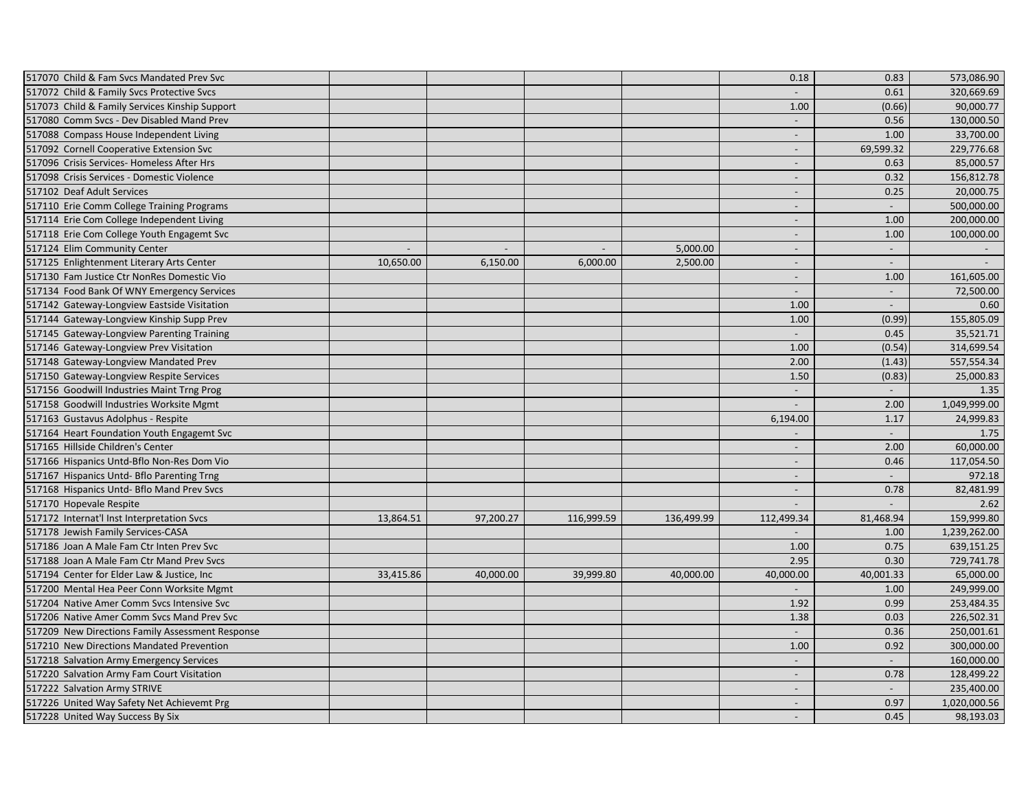| | | | | | | | |
|---|---|---|---|---|---|---|---|
| 517070 Child & Fam Svcs Mandated Prev Svc | | | | | 0.18 | 0.83 | 573,086.90 |
| 517072 Child & Family Svcs Protective Svcs | | | | | - | 0.61 | 320,669.69 |
| 517073 Child & Family Services Kinship Support | | | | | 1.00 | (0.66) | 90,000.77 |
| 517080 Comm Svcs - Dev Disabled Mand Prev | | | | | - | 0.56 | 130,000.50 |
| 517088 Compass House Independent Living | | | | | - | 1.00 | 33,700.00 |
| 517092 Cornell Cooperative Extension Svc | | | | | - | 69,599.32 | 229,776.68 |
| 517096 Crisis Services- Homeless After Hrs | | | | | - | 0.63 | 85,000.57 |
| 517098 Crisis Services - Domestic Violence | | | | | - | 0.32 | 156,812.78 |
| 517102 Deaf Adult Services | | | | | - | 0.25 | 20,000.75 |
| 517110 Erie Comm College Training Programs | | | | | - | - | 500,000.00 |
| 517114 Erie Com College Independent Living | | | | | - | 1.00 | 200,000.00 |
| 517118 Erie Com College Youth Engagemt Svc | | | | | - | 1.00 | 100,000.00 |
| 517124 Elim Community Center | - | - | - | 5,000.00 | - | - | - |
| 517125 Enlightenment Literary Arts Center | 10,650.00 | 6,150.00 | 6,000.00 | 2,500.00 | - | - | - |
| 517130 Fam Justice Ctr NonRes Domestic Vio | | | | | - | 1.00 | 161,605.00 |
| 517134 Food Bank Of WNY Emergency Services | | | | | - | - | 72,500.00 |
| 517142 Gateway-Longview Eastside Visitation | | | | | 1.00 | - | 0.60 |
| 517144 Gateway-Longview Kinship Supp Prev | | | | | 1.00 | (0.99) | 155,805.09 |
| 517145 Gateway-Longview Parenting Training | | | | | - | 0.45 | 35,521.71 |
| 517146 Gateway-Longview Prev Visitation | | | | | 1.00 | (0.54) | 314,699.54 |
| 517148 Gateway-Longview Mandated Prev | | | | | 2.00 | (1.43) | 557,554.34 |
| 517150 Gateway-Longview Respite Services | | | | | 1.50 | (0.83) | 25,000.83 |
| 517156 Goodwill Industries Maint Trng Prog | | | | | - | - | 1.35 |
| 517158 Goodwill Industries Worksite Mgmt | | | | | - | 2.00 | 1,049,999.00 |
| 517163 Gustavus Adolphus - Respite | | | | | 6,194.00 | 1.17 | 24,999.83 |
| 517164 Heart Foundation Youth Engagemt Svc | | | | | - | - | 1.75 |
| 517165 Hillside Children's Center | | | | | - | 2.00 | 60,000.00 |
| 517166 Hispanics Untd-Bflo Non-Res Dom Vio | | | | | - | 0.46 | 117,054.50 |
| 517167 Hispanics Untd- Bflo Parenting Trng | | | | | - | - | 972.18 |
| 517168 Hispanics Untd- Bflo Mand Prev Svcs | | | | | - | 0.78 | 82,481.99 |
| 517170 Hopevale Respite | | | | | - | - | 2.62 |
| 517172 Internat'l Inst Interpretation Svcs | 13,864.51 | 97,200.27 | 116,999.59 | 136,499.99 | 112,499.34 | 81,468.94 | 159,999.80 |
| 517178 Jewish Family Services-CASA | | | | | - | 1.00 | 1,239,262.00 |
| 517186 Joan A Male Fam Ctr Inten Prev Svc | | | | | 1.00 | 0.75 | 639,151.25 |
| 517188 Joan A Male Fam Ctr Mand Prev Svcs | | | | | 2.95 | 0.30 | 729,741.78 |
| 517194 Center for Elder Law & Justice, Inc | 33,415.86 | 40,000.00 | 39,999.80 | 40,000.00 | 40,000.00 | 40,001.33 | 65,000.00 |
| 517200 Mental Hea Peer Conn Worksite Mgmt | | | | | - | 1.00 | 249,999.00 |
| 517204 Native Amer Comm Svcs Intensive Svc | | | | | 1.92 | 0.99 | 253,484.35 |
| 517206 Native Amer Comm Svcs Mand Prev Svc | | | | | 1.38 | 0.03 | 226,502.31 |
| 517209 New Directions Family Assessment Response | | | | | - | 0.36 | 250,001.61 |
| 517210 New Directions Mandated Prevention | | | | | 1.00 | 0.92 | 300,000.00 |
| 517218 Salvation Army Emergency Services | | | | | - | - | 160,000.00 |
| 517220 Salvation Army Fam Court Visitation | | | | | - | 0.78 | 128,499.22 |
| 517222 Salvation Army STRIVE | | | | | - | - | 235,400.00 |
| 517226 United Way Safety Net Achievemt Prg | | | | | - | 0.97 | 1,020,000.56 |
| 517228 United Way Success By Six | | | | | - | 0.45 | 98,193.03 |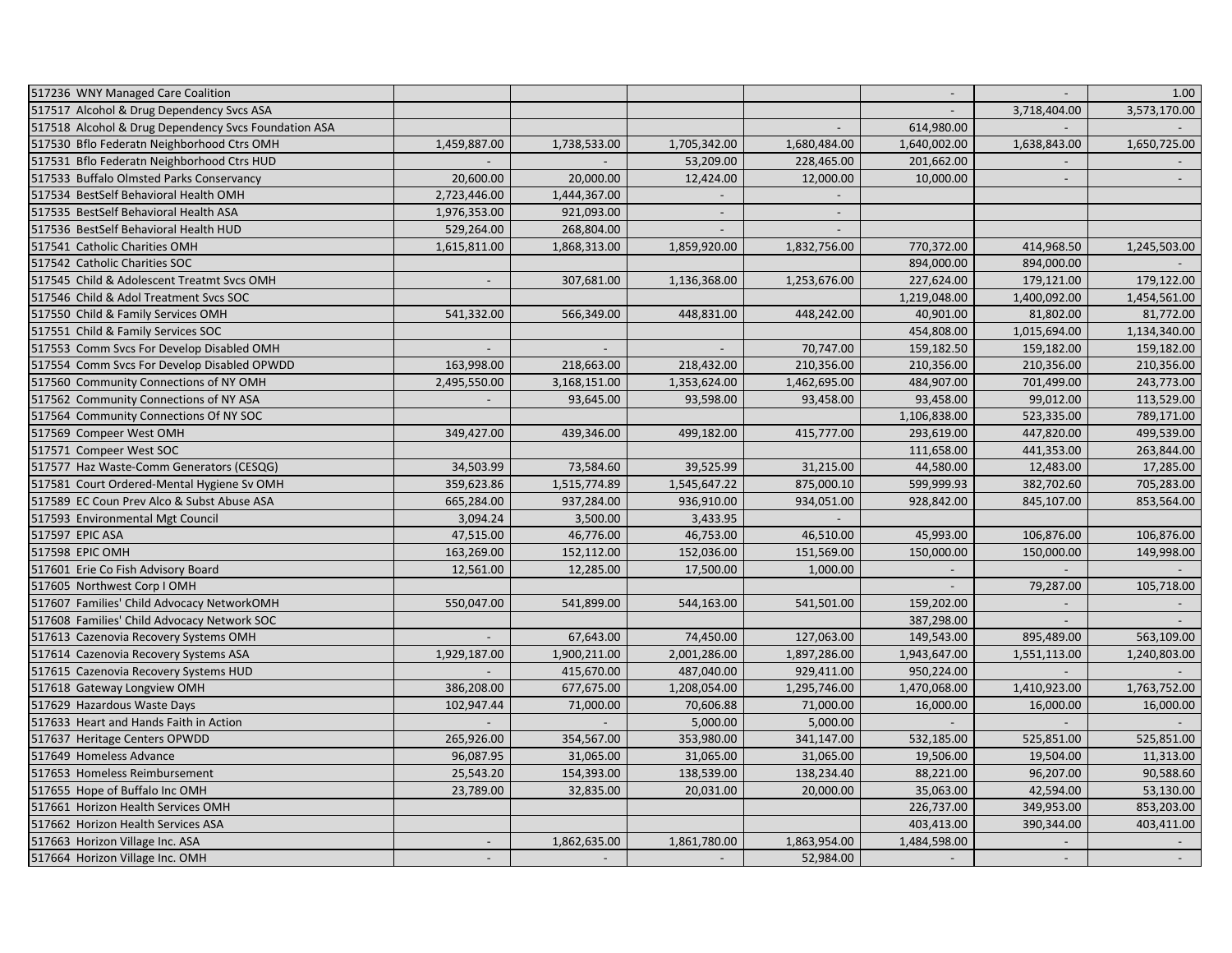| | | | | | | | |
|---|---|---|---|---|---|---|---|
| 517236 WNY Managed Care Coalition | | | | | - | - | 1.00 |
| 517517 Alcohol & Drug Dependency Svcs ASA | | | | | - | 3,718,404.00 | 3,573,170.00 |
| 517518 Alcohol & Drug Dependency Svcs Foundation ASA | | | | - | 614,980.00 | - | - |
| 517530 Bflo Federatn Neighborhood Ctrs OMH | 1,459,887.00 | 1,738,533.00 | 1,705,342.00 | 1,680,484.00 | 1,640,002.00 | 1,638,843.00 | 1,650,725.00 |
| 517531 Bflo Federatn Neighborhood Ctrs HUD | - | - | 53,209.00 | 228,465.00 | 201,662.00 | - | - |
| 517533 Buffalo Olmsted Parks Conservancy | 20,600.00 | 20,000.00 | 12,424.00 | 12,000.00 | 10,000.00 | - | - |
| 517534 BestSelf Behavioral Health OMH | 2,723,446.00 | 1,444,367.00 | - | - | | | |
| 517535 BestSelf Behavioral Health ASA | 1,976,353.00 | 921,093.00 | - | - | | | |
| 517536 BestSelf Behavioral Health HUD | 529,264.00 | 268,804.00 | - | - | | | |
| 517541 Catholic Charities OMH | 1,615,811.00 | 1,868,313.00 | 1,859,920.00 | 1,832,756.00 | 770,372.00 | 414,968.50 | 1,245,503.00 |
| 517542 Catholic Charities SOC | | | | | 894,000.00 | 894,000.00 | - |
| 517545 Child & Adolescent Treatmt Svcs OMH | - | 307,681.00 | 1,136,368.00 | 1,253,676.00 | 227,624.00 | 179,121.00 | 179,122.00 |
| 517546 Child & Adol Treatment Svcs SOC | | | | | 1,219,048.00 | 1,400,092.00 | 1,454,561.00 |
| 517550 Child & Family Services OMH | 541,332.00 | 566,349.00 | 448,831.00 | 448,242.00 | 40,901.00 | 81,802.00 | 81,772.00 |
| 517551 Child & Family Services SOC | | | | | 454,808.00 | 1,015,694.00 | 1,134,340.00 |
| 517553 Comm Svcs For Develop Disabled OMH | - | - | - | 70,747.00 | 159,182.50 | 159,182.00 | 159,182.00 |
| 517554 Comm Svcs For Develop Disabled OPWDD | 163,998.00 | 218,663.00 | 218,432.00 | 210,356.00 | 210,356.00 | 210,356.00 | 210,356.00 |
| 517560 Community Connections of NY OMH | 2,495,550.00 | 3,168,151.00 | 1,353,624.00 | 1,462,695.00 | 484,907.00 | 701,499.00 | 243,773.00 |
| 517562 Community Connections of NY ASA | - | 93,645.00 | 93,598.00 | 93,458.00 | 93,458.00 | 99,012.00 | 113,529.00 |
| 517564 Community Connections Of NY SOC | | | | | 1,106,838.00 | 523,335.00 | 789,171.00 |
| 517569 Compeer West OMH | 349,427.00 | 439,346.00 | 499,182.00 | 415,777.00 | 293,619.00 | 447,820.00 | 499,539.00 |
| 517571 Compeer West SOC | | | | | 111,658.00 | 441,353.00 | 263,844.00 |
| 517577 Haz Waste-Comm Generators (CESQG) | 34,503.99 | 73,584.60 | 39,525.99 | 31,215.00 | 44,580.00 | 12,483.00 | 17,285.00 |
| 517581 Court Ordered-Mental Hygiene Sv OMH | 359,623.86 | 1,515,774.89 | 1,545,647.22 | 875,000.10 | 599,999.93 | 382,702.60 | 705,283.00 |
| 517589 EC Coun Prev Alco & Subst Abuse ASA | 665,284.00 | 937,284.00 | 936,910.00 | 934,051.00 | 928,842.00 | 845,107.00 | 853,564.00 |
| 517593 Environmental Mgt Council | 3,094.24 | 3,500.00 | 3,433.95 | - | | | |
| 517597 EPIC ASA | 47,515.00 | 46,776.00 | 46,753.00 | 46,510.00 | 45,993.00 | 106,876.00 | 106,876.00 |
| 517598 EPIC OMH | 163,269.00 | 152,112.00 | 152,036.00 | 151,569.00 | 150,000.00 | 150,000.00 | 149,998.00 |
| 517601 Erie Co Fish Advisory Board | 12,561.00 | 12,285.00 | 17,500.00 | 1,000.00 | - | - | - |
| 517605 Northwest Corp I OMH | | | | | - | 79,287.00 | 105,718.00 |
| 517607 Families' Child Advocacy NetworkOMH | 550,047.00 | 541,899.00 | 544,163.00 | 541,501.00 | 159,202.00 | - | - |
| 517608 Families' Child Advocacy Network SOC | | | | | 387,298.00 | - | - |
| 517613 Cazenovia Recovery Systems OMH | - | 67,643.00 | 74,450.00 | 127,063.00 | 149,543.00 | 895,489.00 | 563,109.00 |
| 517614 Cazenovia Recovery Systems ASA | 1,929,187.00 | 1,900,211.00 | 2,001,286.00 | 1,897,286.00 | 1,943,647.00 | 1,551,113.00 | 1,240,803.00 |
| 517615 Cazenovia Recovery Systems HUD | - | 415,670.00 | 487,040.00 | 929,411.00 | 950,224.00 | - | - |
| 517618 Gateway Longview OMH | 386,208.00 | 677,675.00 | 1,208,054.00 | 1,295,746.00 | 1,470,068.00 | 1,410,923.00 | 1,763,752.00 |
| 517629 Hazardous Waste Days | 102,947.44 | 71,000.00 | 70,606.88 | 71,000.00 | 16,000.00 | 16,000.00 | 16,000.00 |
| 517633 Heart and Hands Faith in Action | - | - | 5,000.00 | 5,000.00 | - | - | - |
| 517637 Heritage Centers OPWDD | 265,926.00 | 354,567.00 | 353,980.00 | 341,147.00 | 532,185.00 | 525,851.00 | 525,851.00 |
| 517649 Homeless Advance | 96,087.95 | 31,065.00 | 31,065.00 | 31,065.00 | 19,506.00 | 19,504.00 | 11,313.00 |
| 517653 Homeless Reimbursement | 25,543.20 | 154,393.00 | 138,539.00 | 138,234.40 | 88,221.00 | 96,207.00 | 90,588.60 |
| 517655 Hope of Buffalo Inc OMH | 23,789.00 | 32,835.00 | 20,031.00 | 20,000.00 | 35,063.00 | 42,594.00 | 53,130.00 |
| 517661 Horizon Health Services OMH | | | | | 226,737.00 | 349,953.00 | 853,203.00 |
| 517662 Horizon Health Services ASA | | | | | 403,413.00 | 390,344.00 | 403,411.00 |
| 517663 Horizon Village Inc. ASA | - | 1,862,635.00 | 1,861,780.00 | 1,863,954.00 | 1,484,598.00 | - | - |
| 517664 Horizon Village Inc. OMH | - | - | - | 52,984.00 | - | - | - |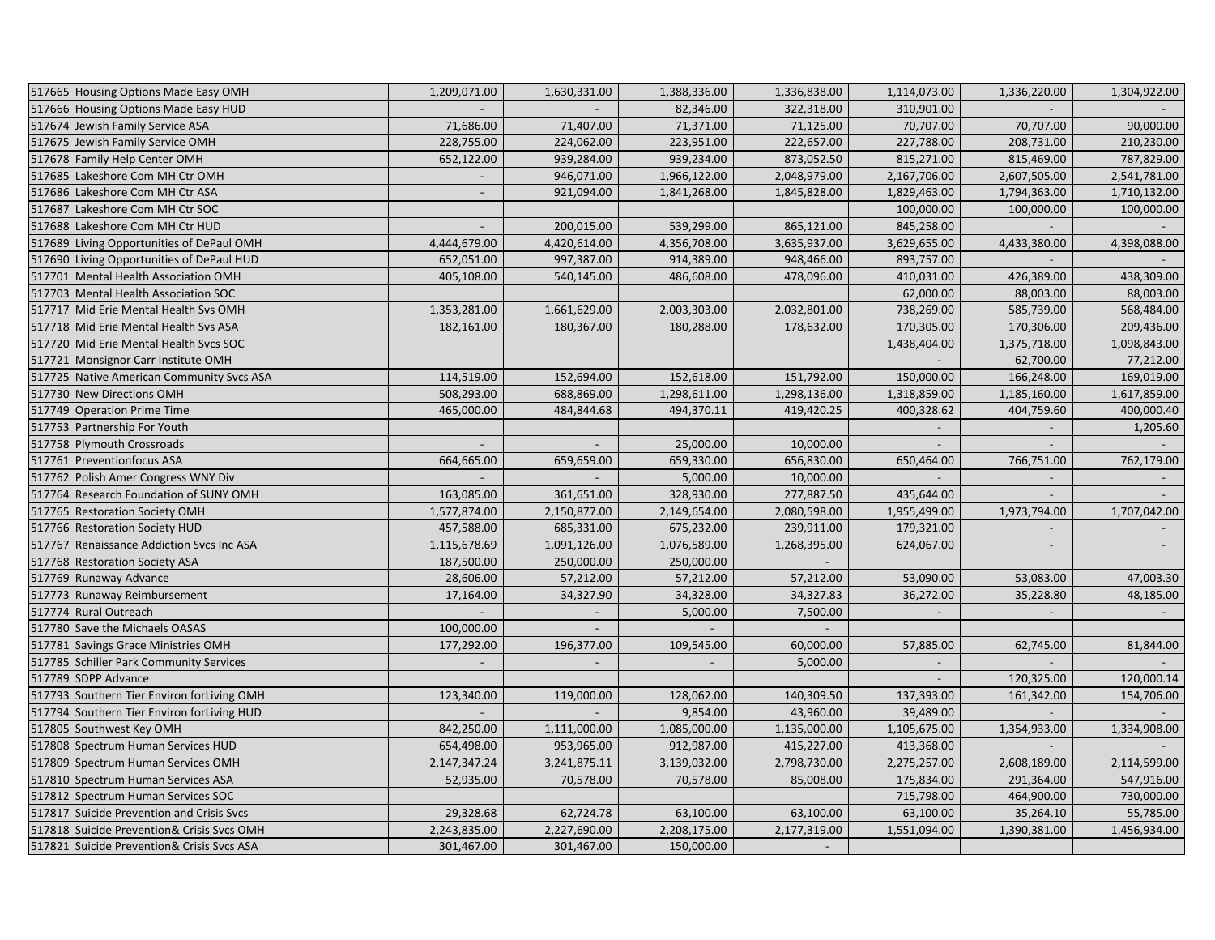| | | | | | | | |
|---|---|---|---|---|---|---|---|
| 517665 Housing Options Made Easy OMH | 1,209,071.00 | 1,630,331.00 | 1,388,336.00 | 1,336,838.00 | 1,114,073.00 | 1,336,220.00 | 1,304,922.00 |
| 517666 Housing Options Made Easy HUD | - | - | 82,346.00 | 322,318.00 | 310,901.00 | - | - |
| 517674 Jewish Family Service ASA | 71,686.00 | 71,407.00 | 71,371.00 | 71,125.00 | 70,707.00 | 70,707.00 | 90,000.00 |
| 517675 Jewish Family Service OMH | 228,755.00 | 224,062.00 | 223,951.00 | 222,657.00 | 227,788.00 | 208,731.00 | 210,230.00 |
| 517678 Family Help Center OMH | 652,122.00 | 939,284.00 | 939,234.00 | 873,052.50 | 815,271.00 | 815,469.00 | 787,829.00 |
| 517685 Lakeshore Com MH Ctr OMH | - | 946,071.00 | 1,966,122.00 | 2,048,979.00 | 2,167,706.00 | 2,607,505.00 | 2,541,781.00 |
| 517686 Lakeshore Com MH Ctr ASA | - | 921,094.00 | 1,841,268.00 | 1,845,828.00 | 1,829,463.00 | 1,794,363.00 | 1,710,132.00 |
| 517687 Lakeshore Com MH Ctr SOC | | | | | 100,000.00 | 100,000.00 | 100,000.00 |
| 517688 Lakeshore Com MH Ctr HUD | - | 200,015.00 | 539,299.00 | 865,121.00 | 845,258.00 | - | - |
| 517689 Living Opportunities of DePaul OMH | 4,444,679.00 | 4,420,614.00 | 4,356,708.00 | 3,635,937.00 | 3,629,655.00 | 4,433,380.00 | 4,398,088.00 |
| 517690 Living Opportunities of DePaul HUD | 652,051.00 | 997,387.00 | 914,389.00 | 948,466.00 | 893,757.00 | - | - |
| 517701 Mental Health Association OMH | 405,108.00 | 540,145.00 | 486,608.00 | 478,096.00 | 410,031.00 | 426,389.00 | 438,309.00 |
| 517703 Mental Health Association SOC | | | | | 62,000.00 | 88,003.00 | 88,003.00 |
| 517717 Mid Erie Mental Health Svs OMH | 1,353,281.00 | 1,661,629.00 | 2,003,303.00 | 2,032,801.00 | 738,269.00 | 585,739.00 | 568,484.00 |
| 517718 Mid Erie Mental Health Svs ASA | 182,161.00 | 180,367.00 | 180,288.00 | 178,632.00 | 170,305.00 | 170,306.00 | 209,436.00 |
| 517720 Mid Erie Mental Health Svcs SOC | | | | | 1,438,404.00 | 1,375,718.00 | 1,098,843.00 |
| 517721 Monsignor Carr Institute OMH | | | | | - | 62,700.00 | 77,212.00 |
| 517725 Native American Community Svcs ASA | 114,519.00 | 152,694.00 | 152,618.00 | 151,792.00 | 150,000.00 | 166,248.00 | 169,019.00 |
| 517730 New Directions OMH | 508,293.00 | 688,869.00 | 1,298,611.00 | 1,298,136.00 | 1,318,859.00 | 1,185,160.00 | 1,617,859.00 |
| 517749 Operation Prime Time | 465,000.00 | 484,844.68 | 494,370.11 | 419,420.25 | 400,328.62 | 404,759.60 | 400,000.40 |
| 517753 Partnership For Youth | | | | | - | - | 1,205.60 |
| 517758 Plymouth Crossroads | - | - | 25,000.00 | 10,000.00 | - | - | - |
| 517761 Preventionfocus ASA | 664,665.00 | 659,659.00 | 659,330.00 | 656,830.00 | 650,464.00 | 766,751.00 | 762,179.00 |
| 517762 Polish Amer Congress WNY Div | - | - | 5,000.00 | 10,000.00 | - | - | - |
| 517764 Research Foundation of SUNY OMH | 163,085.00 | 361,651.00 | 328,930.00 | 277,887.50 | 435,644.00 | - | - |
| 517765 Restoration Society OMH | 1,577,874.00 | 2,150,877.00 | 2,149,654.00 | 2,080,598.00 | 1,955,499.00 | 1,973,794.00 | 1,707,042.00 |
| 517766 Restoration Society HUD | 457,588.00 | 685,331.00 | 675,232.00 | 239,911.00 | 179,321.00 | - | - |
| 517767 Renaissance Addiction Svcs Inc ASA | 1,115,678.69 | 1,091,126.00 | 1,076,589.00 | 1,268,395.00 | 624,067.00 | - | - |
| 517768 Restoration Society ASA | 187,500.00 | 250,000.00 | 250,000.00 | - | | | |
| 517769 Runaway Advance | 28,606.00 | 57,212.00 | 57,212.00 | 57,212.00 | 53,090.00 | 53,083.00 | 47,003.30 |
| 517773 Runaway Reimbursement | 17,164.00 | 34,327.90 | 34,328.00 | 34,327.83 | 36,272.00 | 35,228.80 | 48,185.00 |
| 517774 Rural Outreach | - | - | 5,000.00 | 7,500.00 | - | - | - |
| 517780 Save the Michaels OASAS | 100,000.00 | - | - | - | | | |
| 517781 Savings Grace Ministries OMH | 177,292.00 | 196,377.00 | 109,545.00 | 60,000.00 | 57,885.00 | 62,745.00 | 81,844.00 |
| 517785 Schiller Park Community Services | - | - | - | 5,000.00 | - | - | - |
| 517789 SDPP Advance | | | | | - | 120,325.00 | 120,000.14 |
| 517793 Southern Tier Environ forLiving OMH | 123,340.00 | 119,000.00 | 128,062.00 | 140,309.50 | 137,393.00 | 161,342.00 | 154,706.00 |
| 517794 Southern Tier Environ forLiving HUD | - | - | 9,854.00 | 43,960.00 | 39,489.00 | - | - |
| 517805 Southwest Key OMH | 842,250.00 | 1,111,000.00 | 1,085,000.00 | 1,135,000.00 | 1,105,675.00 | 1,354,933.00 | 1,334,908.00 |
| 517808 Spectrum Human Services HUD | 654,498.00 | 953,965.00 | 912,987.00 | 415,227.00 | 413,368.00 | - | - |
| 517809 Spectrum Human Services OMH | 2,147,347.24 | 3,241,875.11 | 3,139,032.00 | 2,798,730.00 | 2,275,257.00 | 2,608,189.00 | 2,114,599.00 |
| 517810 Spectrum Human Services ASA | 52,935.00 | 70,578.00 | 70,578.00 | 85,008.00 | 175,834.00 | 291,364.00 | 547,916.00 |
| 517812 Spectrum Human Services SOC | | | | | 715,798.00 | 464,900.00 | 730,000.00 |
| 517817 Suicide Prevention and Crisis Svcs | 29,328.68 | 62,724.78 | 63,100.00 | 63,100.00 | 63,100.00 | 35,264.10 | 55,785.00 |
| 517818 Suicide Prevention& Crisis Svcs OMH | 2,243,835.00 | 2,227,690.00 | 2,208,175.00 | 2,177,319.00 | 1,551,094.00 | 1,390,381.00 | 1,456,934.00 |
| 517821 Suicide Prevention& Crisis Svcs ASA | 301,467.00 | 301,467.00 | 150,000.00 | - | | | |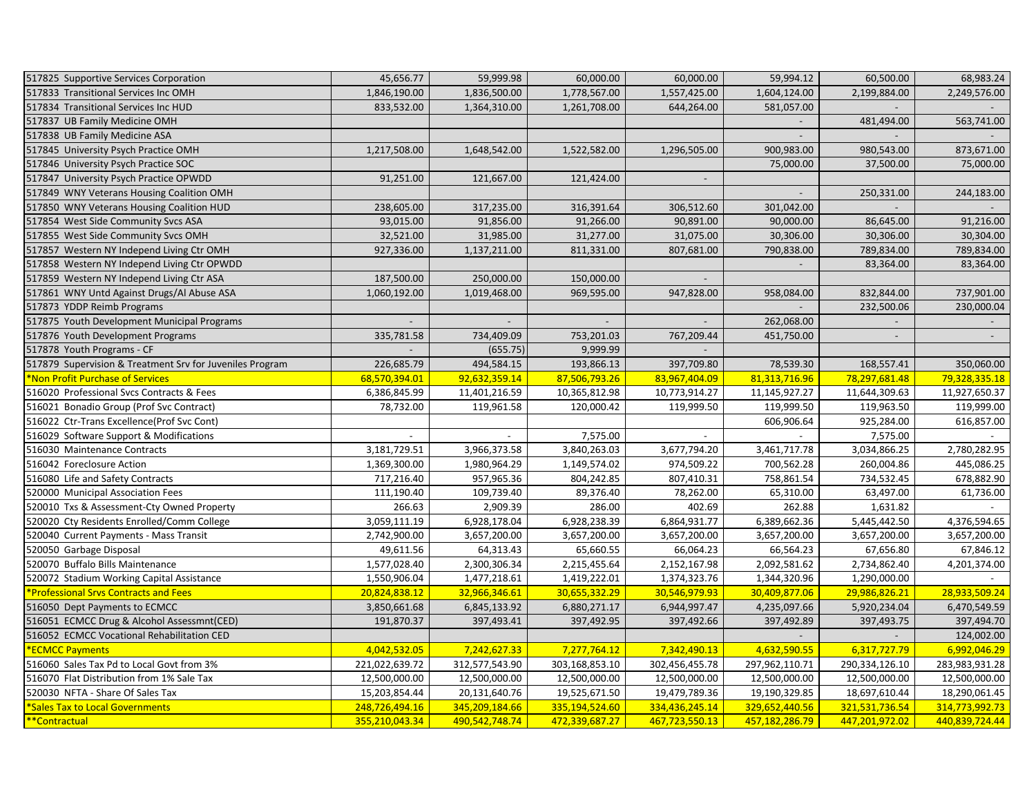| | | | | | | | |
|---|---|---|---|---|---|---|---|
| 517825 Supportive Services Corporation | 45,656.77 | 59,999.98 | 60,000.00 | 60,000.00 | 59,994.12 | 60,500.00 | 68,983.24 |
| 517833 Transitional Services Inc OMH | 1,846,190.00 | 1,836,500.00 | 1,778,567.00 | 1,557,425.00 | 1,604,124.00 | 2,199,884.00 | 2,249,576.00 |
| 517834 Transitional Services Inc HUD | 833,532.00 | 1,364,310.00 | 1,261,708.00 | 644,264.00 | 581,057.00 | - | - |
| 517837 UB Family Medicine OMH | | | | | - | 481,494.00 | 563,741.00 |
| 517838 UB Family Medicine ASA | | | | | - | - | - |
| 517845 University Psych Practice OMH | 1,217,508.00 | 1,648,542.00 | 1,522,582.00 | 1,296,505.00 | 900,983.00 | 980,543.00 | 873,671.00 |
| 517846 University Psych Practice SOC | | | | | 75,000.00 | 37,500.00 | 75,000.00 |
| 517847 University Psych Practice OPWDD | 91,251.00 | 121,667.00 | 121,424.00 | - | | | |
| 517849 WNY Veterans Housing Coalition OMH | | | | | - | 250,331.00 | 244,183.00 |
| 517850 WNY Veterans Housing Coalition HUD | 238,605.00 | 317,235.00 | 316,391.64 | 306,512.60 | 301,042.00 | - | - |
| 517854 West Side Community Svcs ASA | 93,015.00 | 91,856.00 | 91,266.00 | 90,891.00 | 90,000.00 | 86,645.00 | 91,216.00 |
| 517855 West Side Community Svcs OMH | 32,521.00 | 31,985.00 | 31,277.00 | 31,075.00 | 30,306.00 | 30,306.00 | 30,304.00 |
| 517857 Western NY Independ Living Ctr OMH | 927,336.00 | 1,137,211.00 | 811,331.00 | 807,681.00 | 790,838.00 | 789,834.00 | 789,834.00 |
| 517858 Western NY Independ Living Ctr OPWDD | | | | | - | 83,364.00 | 83,364.00 |
| 517859 Western NY Independ Living Ctr ASA | 187,500.00 | 250,000.00 | 150,000.00 | - | | | |
| 517861 WNY Untd Against Drugs/Al Abuse ASA | 1,060,192.00 | 1,019,468.00 | 969,595.00 | 947,828.00 | 958,084.00 | 832,844.00 | 737,901.00 |
| 517873 YDDP Reimb Programs | | | | | - | 232,500.06 | 230,000.04 |
| 517875 Youth Development Municipal Programs | - | - | - | - | 262,068.00 | - | - |
| 517876 Youth Development Programs | 335,781.58 | 734,409.09 | 753,201.03 | 767,209.44 | 451,750.00 | - | - |
| 517878 Youth Programs - CF | - | (655.75) | 9,999.99 | - | | | |
| 517879 Supervision & Treatment Srv for Juveniles Program | 226,685.79 | 494,584.15 | 193,866.13 | 397,709.80 | 78,539.30 | 168,557.41 | 350,060.00 |
| *Non Profit Purchase of Services | 68,570,394.01 | 92,632,359.14 | 87,506,793.26 | 83,967,404.09 | 81,313,716.96 | 78,297,681.48 | 79,328,335.18 |
| 516020 Professional Svcs Contracts & Fees | 6,386,845.99 | 11,401,216.59 | 10,365,812.98 | 10,773,914.27 | 11,145,927.27 | 11,644,309.63 | 11,927,650.37 |
| 516021 Bonadio Group (Prof Svc Contract) | 78,732.00 | 119,961.58 | 120,000.42 | 119,999.50 | 119,999.50 | 119,963.50 | 119,999.00 |
| 516022 Ctr-Trans Excellence(Prof Svc Cont) | | | | | 606,906.64 | 925,284.00 | 616,857.00 |
| 516029 Software Support & Modifications | - | - | 7,575.00 | - | - | 7,575.00 | - |
| 516030 Maintenance Contracts | 3,181,729.51 | 3,966,373.58 | 3,840,263.03 | 3,677,794.20 | 3,461,717.78 | 3,034,866.25 | 2,780,282.95 |
| 516042 Foreclosure Action | 1,369,300.00 | 1,980,964.29 | 1,149,574.02 | 974,509.22 | 700,562.28 | 260,004.86 | 445,086.25 |
| 516080 Life and Safety Contracts | 717,216.40 | 957,965.36 | 804,242.85 | 807,410.31 | 758,861.54 | 734,532.45 | 678,882.90 |
| 520000 Municipal Association Fees | 111,190.40 | 109,739.40 | 89,376.40 | 78,262.00 | 65,310.00 | 63,497.00 | 61,736.00 |
| 520010 Txs & Assessment-Cty Owned Property | 266.63 | 2,909.39 | 286.00 | 402.69 | 262.88 | 1,631.82 | - |
| 520020 Cty Residents Enrolled/Comm College | 3,059,111.19 | 6,928,178.04 | 6,928,238.39 | 6,864,931.77 | 6,389,662.36 | 5,445,442.50 | 4,376,594.65 |
| 520040 Current Payments - Mass Transit | 2,742,900.00 | 3,657,200.00 | 3,657,200.00 | 3,657,200.00 | 3,657,200.00 | 3,657,200.00 | 3,657,200.00 |
| 520050 Garbage Disposal | 49,611.56 | 64,313.43 | 65,660.55 | 66,064.23 | 66,564.23 | 67,656.80 | 67,846.12 |
| 520070 Buffalo Bills Maintenance | 1,577,028.40 | 2,300,306.34 | 2,215,455.64 | 2,152,167.98 | 2,092,581.62 | 2,734,862.40 | 4,201,374.00 |
| 520072 Stadium Working Capital Assistance | 1,550,906.04 | 1,477,218.61 | 1,419,222.01 | 1,374,323.76 | 1,344,320.96 | 1,290,000.00 | - |
| *Professional Srvs Contracts and Fees | 20,824,838.12 | 32,966,346.61 | 30,655,332.29 | 30,546,979.93 | 30,409,877.06 | 29,986,826.21 | 28,933,509.24 |
| 516050 Dept Payments to ECMCC | 3,850,661.68 | 6,845,133.92 | 6,880,271.17 | 6,944,997.47 | 4,235,097.66 | 5,920,234.04 | 6,470,549.59 |
| 516051 ECMCC Drug & Alcohol Assessmnt(CED) | 191,870.37 | 397,493.41 | 397,492.95 | 397,492.66 | 397,492.89 | 397,493.75 | 397,494.70 |
| 516052 ECMCC Vocational Rehabilitation CED | | | | | - | - | 124,002.00 |
| *ECMCC Payments | 4,042,532.05 | 7,242,627.33 | 7,277,764.12 | 7,342,490.13 | 4,632,590.55 | 6,317,727.79 | 6,992,046.29 |
| 516060 Sales Tax Pd to Local Govt from 3% | 221,022,639.72 | 312,577,543.90 | 303,168,853.10 | 302,456,455.78 | 297,962,110.71 | 290,334,126.10 | 283,983,931.28 |
| 516070 Flat Distribution from 1% Sale Tax | 12,500,000.00 | 12,500,000.00 | 12,500,000.00 | 12,500,000.00 | 12,500,000.00 | 12,500,000.00 | 12,500,000.00 |
| 520030 NFTA - Share Of Sales Tax | 15,203,854.44 | 20,131,640.76 | 19,525,671.50 | 19,479,789.36 | 19,190,329.85 | 18,697,610.44 | 18,290,061.45 |
| *Sales Tax to Local Governments | 248,726,494.16 | 345,209,184.66 | 335,194,524.60 | 334,436,245.14 | 329,652,440.56 | 321,531,736.54 | 314,773,992.73 |
| **Contractual | 355,210,043.34 | 490,542,748.74 | 472,339,687.27 | 467,723,550.13 | 457,182,286.79 | 447,201,972.02 | 440,839,724.44 |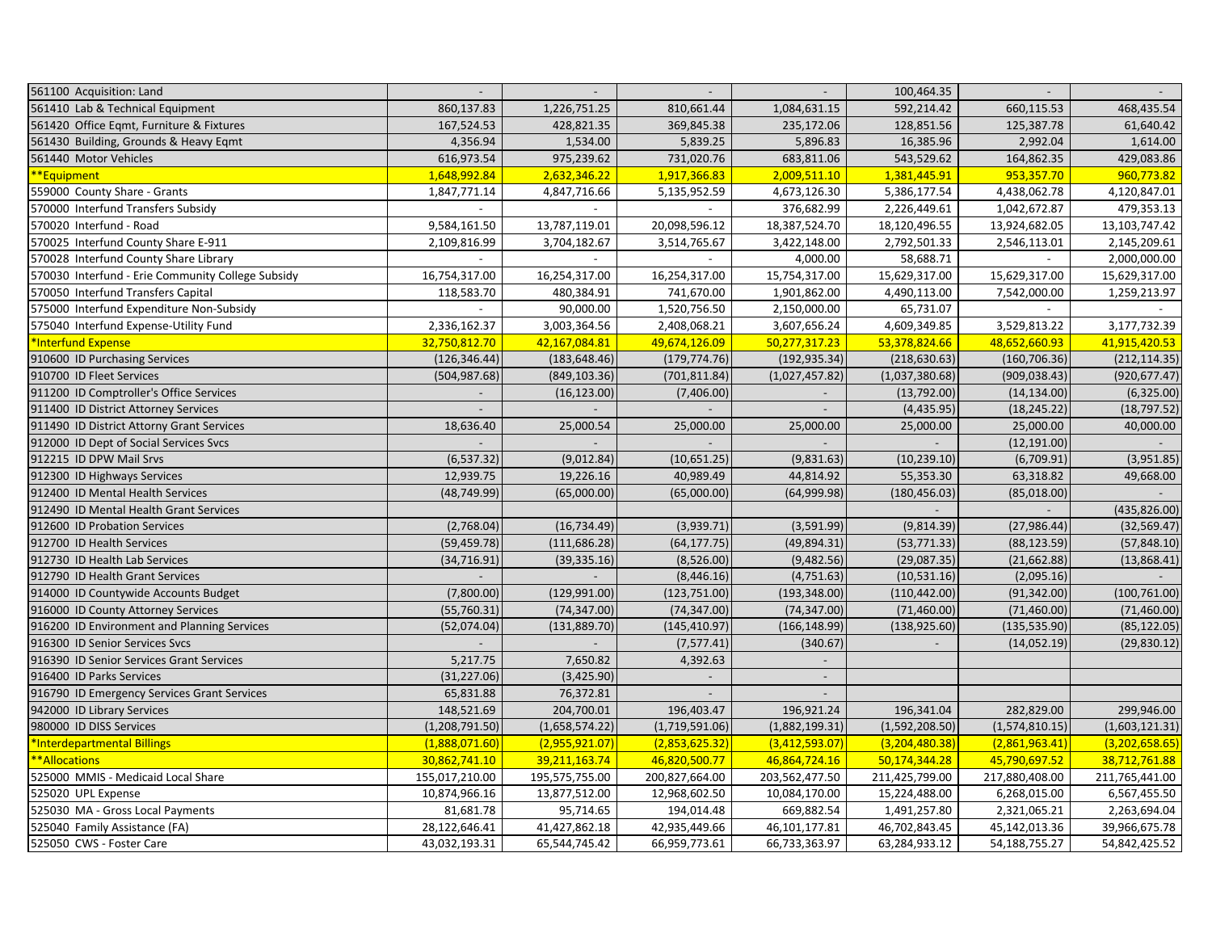| | | | | | | | |
|---|---|---|---|---|---|---|---|
| 561100 Acquisition: Land | - | - | - | - | 100,464.35 | - | - |
| 561410 Lab & Technical Equipment | 860,137.83 | 1,226,751.25 | 810,661.44 | 1,084,631.15 | 592,214.42 | 660,115.53 | 468,435.54 |
| 561420 Office Eqmt, Furniture & Fixtures | 167,524.53 | 428,821.35 | 369,845.38 | 235,172.06 | 128,851.56 | 125,387.78 | 61,640.42 |
| 561430 Building, Grounds & Heavy Eqmt | 4,356.94 | 1,534.00 | 5,839.25 | 5,896.83 | 16,385.96 | 2,992.04 | 1,614.00 |
| 561440 Motor Vehicles | 616,973.54 | 975,239.62 | 731,020.76 | 683,811.06 | 543,529.62 | 164,862.35 | 429,083.86 |
| **Equipment | 1,648,992.84 | 2,632,346.22 | 1,917,366.83 | 2,009,511.10 | 1,381,445.91 | 953,357.70 | 960,773.82 |
| 559000 County Share - Grants | 1,847,771.14 | 4,847,716.66 | 5,135,952.59 | 4,673,126.30 | 5,386,177.54 | 4,438,062.78 | 4,120,847.01 |
| 570000 Interfund Transfers Subsidy | - | - | - | 376,682.99 | 2,226,449.61 | 1,042,672.87 | 479,353.13 |
| 570020 Interfund - Road | 9,584,161.50 | 13,787,119.01 | 20,098,596.12 | 18,387,524.70 | 18,120,496.55 | 13,924,682.05 | 13,103,747.42 |
| 570025 Interfund County Share E-911 | 2,109,816.99 | 3,704,182.67 | 3,514,765.67 | 3,422,148.00 | 2,792,501.33 | 2,546,113.01 | 2,145,209.61 |
| 570028 Interfund County Share Library | - | - | - | 4,000.00 | 58,688.71 | - | 2,000,000.00 |
| 570030 Interfund - Erie Community College Subsidy | 16,754,317.00 | 16,254,317.00 | 16,254,317.00 | 15,754,317.00 | 15,629,317.00 | 15,629,317.00 | 15,629,317.00 |
| 570050 Interfund Transfers Capital | 118,583.70 | 480,384.91 | 741,670.00 | 1,901,862.00 | 4,490,113.00 | 7,542,000.00 | 1,259,213.97 |
| 575000 Interfund Expenditure Non-Subsidy | - | 90,000.00 | 1,520,756.50 | 2,150,000.00 | 65,731.07 | - | - |
| 575040 Interfund Expense-Utility Fund | 2,336,162.37 | 3,003,364.56 | 2,408,068.21 | 3,607,656.24 | 4,609,349.85 | 3,529,813.22 | 3,177,732.39 |
| *Interfund Expense | 32,750,812.70 | 42,167,084.81 | 49,674,126.09 | 50,277,317.23 | 53,378,824.66 | 48,652,660.93 | 41,915,420.53 |
| 910600 ID Purchasing Services | (126,346.44) | (183,648.46) | (179,774.76) | (192,935.34) | (218,630.63) | (160,706.36) | (212,114.35) |
| 910700 ID Fleet Services | (504,987.68) | (849,103.36) | (701,811.84) | (1,027,457.82) | (1,037,380.68) | (909,038.43) | (920,677.47) |
| 911200 ID Comptroller's Office Services | - | (16,123.00) | (7,406.00) | - | (13,792.00) | (14,134.00) | (6,325.00) |
| 911400 ID District Attorney Services | - | - | - | - | (4,435.95) | (18,245.22) | (18,797.52) |
| 911490 ID District Attorny Grant Services | 18,636.40 | 25,000.54 | 25,000.00 | 25,000.00 | 25,000.00 | 25,000.00 | 40,000.00 |
| 912000 ID Dept of Social Services Svcs | - | - | - | - | - | (12,191.00) | - |
| 912215 ID DPW Mail Srvs | (6,537.32) | (9,012.84) | (10,651.25) | (9,831.63) | (10,239.10) | (6,709.91) | (3,951.85) |
| 912300 ID Highways Services | 12,939.75 | 19,226.16 | 40,989.49 | 44,814.92 | 55,353.30 | 63,318.82 | 49,668.00 |
| 912400 ID Mental Health Services | (48,749.99) | (65,000.00) | (65,000.00) | (64,999.98) | (180,456.03) | (85,018.00) | - |
| 912490 ID Mental Health Grant Services | | | | | - | - | (435,826.00) |
| 912600 ID Probation Services | (2,768.04) | (16,734.49) | (3,939.71) | (3,591.99) | (9,814.39) | (27,986.44) | (32,569.47) |
| 912700 ID Health Services | (59,459.78) | (111,686.28) | (64,177.75) | (49,894.31) | (53,771.33) | (88,123.59) | (57,848.10) |
| 912730 ID Health Lab Services | (34,716.91) | (39,335.16) | (8,526.00) | (9,482.56) | (29,087.35) | (21,662.88) | (13,868.41) |
| 912790 ID Health Grant Services | - | - | (8,446.16) | (4,751.63) | (10,531.16) | (2,095.16) | - |
| 914000 ID Countywide Accounts Budget | (7,800.00) | (129,991.00) | (123,751.00) | (193,348.00) | (110,442.00) | (91,342.00) | (100,761.00) |
| 916000 ID County Attorney Services | (55,760.31) | (74,347.00) | (74,347.00) | (74,347.00) | (71,460.00) | (71,460.00) | (71,460.00) |
| 916200 ID Environment and Planning Services | (52,074.04) | (131,889.70) | (145,410.97) | (166,148.99) | (138,925.60) | (135,535.90) | (85,122.05) |
| 916300 ID Senior Services Svcs | - | - | (7,577.41) | (340.67) | - | (14,052.19) | (29,830.12) |
| 916390 ID Senior Services Grant Services | 5,217.75 | 7,650.82 | 4,392.63 | - | | | |
| 916400 ID Parks Services | (31,227.06) | (3,425.90) | - | - | | | |
| 916790 ID Emergency Services Grant Services | 65,831.88 | 76,372.81 | - | - | | | |
| 942000 ID Library Services | 148,521.69 | 204,700.01 | 196,403.47 | 196,921.24 | 196,341.04 | 282,829.00 | 299,946.00 |
| 980000 ID DISS Services | (1,208,791.50) | (1,658,574.22) | (1,719,591.06) | (1,882,199.31) | (1,592,208.50) | (1,574,810.15) | (1,603,121.31) |
| *Interdepartmental Billings | (1,888,071.60) | (2,955,921.07) | (2,853,625.32) | (3,412,593.07) | (3,204,480.38) | (2,861,963.41) | (3,202,658.65) |
| **Allocations | 30,862,741.10 | 39,211,163.74 | 46,820,500.77 | 46,864,724.16 | 50,174,344.28 | 45,790,697.52 | 38,712,761.88 |
| 525000 MMIS - Medicaid Local Share | 155,017,210.00 | 195,575,755.00 | 200,827,664.00 | 203,562,477.50 | 211,425,799.00 | 217,880,408.00 | 211,765,441.00 |
| 525020 UPL Expense | 10,874,966.16 | 13,877,512.00 | 12,968,602.50 | 10,084,170.00 | 15,224,488.00 | 6,268,015.00 | 6,567,455.50 |
| 525030 MA - Gross Local Payments | 81,681.78 | 95,714.65 | 194,014.48 | 669,882.54 | 1,491,257.80 | 2,321,065.21 | 2,263,694.04 |
| 525040 Family Assistance (FA) | 28,122,646.41 | 41,427,862.18 | 42,935,449.66 | 46,101,177.81 | 46,702,843.45 | 45,142,013.36 | 39,966,675.78 |
| 525050 CWS - Foster Care | 43,032,193.31 | 65,544,745.42 | 66,959,773.61 | 66,733,363.97 | 63,284,933.12 | 54,188,755.27 | 54,842,425.52 |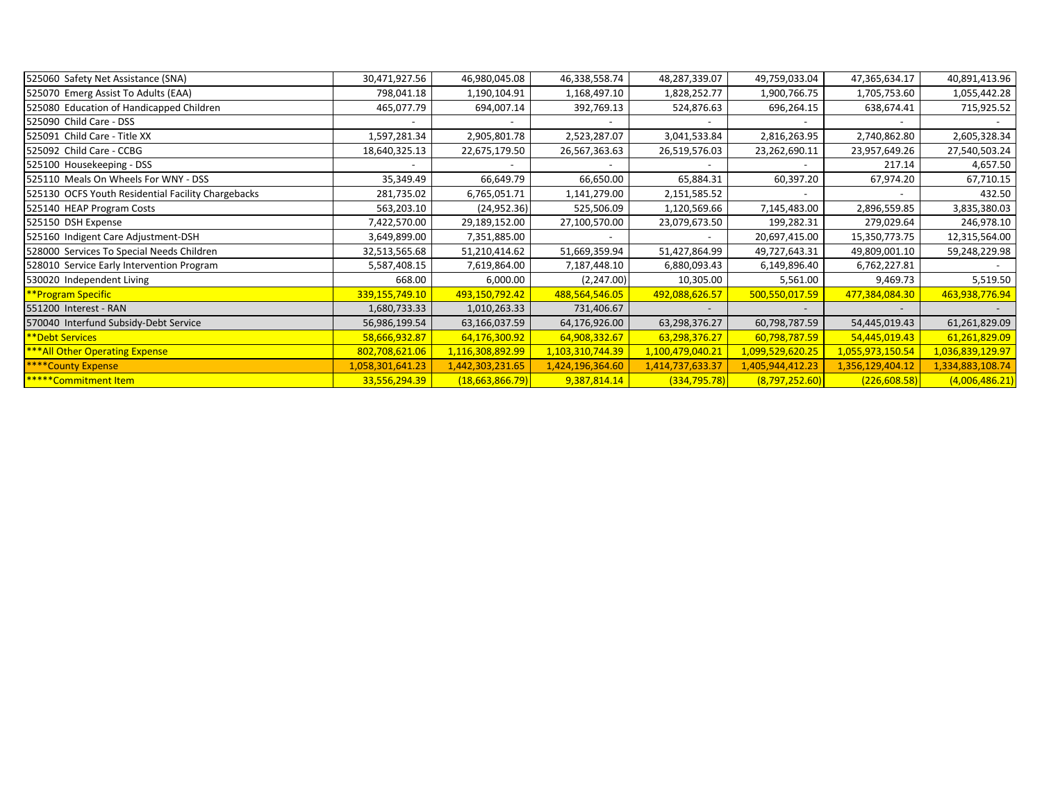| | | | | | | | |
|---|---|---|---|---|---|---|---|
| 525060 Safety Net Assistance (SNA) | 30,471,927.56 | 46,980,045.08 | 46,338,558.74 | 48,287,339.07 | 49,759,033.04 | 47,365,634.17 | 40,891,413.96 |
| 525070 Emerg Assist To Adults (EAA) | 798,041.18 | 1,190,104.91 | 1,168,497.10 | 1,828,252.77 | 1,900,766.75 | 1,705,753.60 | 1,055,442.28 |
| 525080 Education of Handicapped Children | 465,077.79 | 694,007.14 | 392,769.13 | 524,876.63 | 696,264.15 | 638,674.41 | 715,925.52 |
| 525090 Child Care - DSS | - | - | - | - | - | - | - |
| 525091 Child Care - Title XX | 1,597,281.34 | 2,905,801.78 | 2,523,287.07 | 3,041,533.84 | 2,816,263.95 | 2,740,862.80 | 2,605,328.34 |
| 525092 Child Care - CCBG | 18,640,325.13 | 22,675,179.50 | 26,567,363.63 | 26,519,576.03 | 23,262,690.11 | 23,957,649.26 | 27,540,503.24 |
| 525100 Housekeeping - DSS | - | - | - | - | - | 217.14 | 4,657.50 |
| 525110 Meals On Wheels For WNY - DSS | 35,349.49 | 66,649.79 | 66,650.00 | 65,884.31 | 60,397.20 | 67,974.20 | 67,710.15 |
| 525130 OCFS Youth Residential Facility Chargebacks | 281,735.02 | 6,765,051.71 | 1,141,279.00 | 2,151,585.52 | - | - | 432.50 |
| 525140 HEAP Program Costs | 563,203.10 | (24,952.36) | 525,506.09 | 1,120,569.66 | 7,145,483.00 | 2,896,559.85 | 3,835,380.03 |
| 525150 DSH Expense | 7,422,570.00 | 29,189,152.00 | 27,100,570.00 | 23,079,673.50 | 199,282.31 | 279,029.64 | 246,978.10 |
| 525160 Indigent Care Adjustment-DSH | 3,649,899.00 | 7,351,885.00 | - | - | 20,697,415.00 | 15,350,773.75 | 12,315,564.00 |
| 528000 Services To Special Needs Children | 32,513,565.68 | 51,210,414.62 | 51,669,359.94 | 51,427,864.99 | 49,727,643.31 | 49,809,001.10 | 59,248,229.98 |
| 528010 Service Early Intervention Program | 5,587,408.15 | 7,619,864.00 | 7,187,448.10 | 6,880,093.43 | 6,149,896.40 | 6,762,227.81 | - |
| 530020 Independent Living | 668.00 | 6,000.00 | (2,247.00) | 10,305.00 | 5,561.00 | 9,469.73 | 5,519.50 |
| **Program Specific | 339,155,749.10 | 493,150,792.42 | 488,564,546.05 | 492,088,626.57 | 500,550,017.59 | 477,384,084.30 | 463,938,776.94 |
| 551200 Interest - RAN | 1,680,733.33 | 1,010,263.33 | 731,406.67 | - | - | - | - |
| 570040 Interfund Subsidy-Debt Service | 56,986,199.54 | 63,166,037.59 | 64,176,926.00 | 63,298,376.27 | 60,798,787.59 | 54,445,019.43 | 61,261,829.09 |
| **Debt Services | 58,666,932.87 | 64,176,300.92 | 64,908,332.67 | 63,298,376.27 | 60,798,787.59 | 54,445,019.43 | 61,261,829.09 |
| ***All Other Operating Expense | 802,708,621.06 | 1,116,308,892.99 | 1,103,310,744.39 | 1,100,479,040.21 | 1,099,529,620.25 | 1,055,973,150.54 | 1,036,839,129.97 |
| ****County Expense | 1,058,301,641.23 | 1,442,303,231.65 | 1,424,196,364.60 | 1,414,737,633.37 | 1,405,944,412.23 | 1,356,129,404.12 | 1,334,883,108.74 |
| *****Commitment Item | 33,556,294.39 | (18,663,866.79) | 9,387,814.14 | (334,795.78) | (8,797,252.60) | (226,608.58) | (4,006,486.21) |